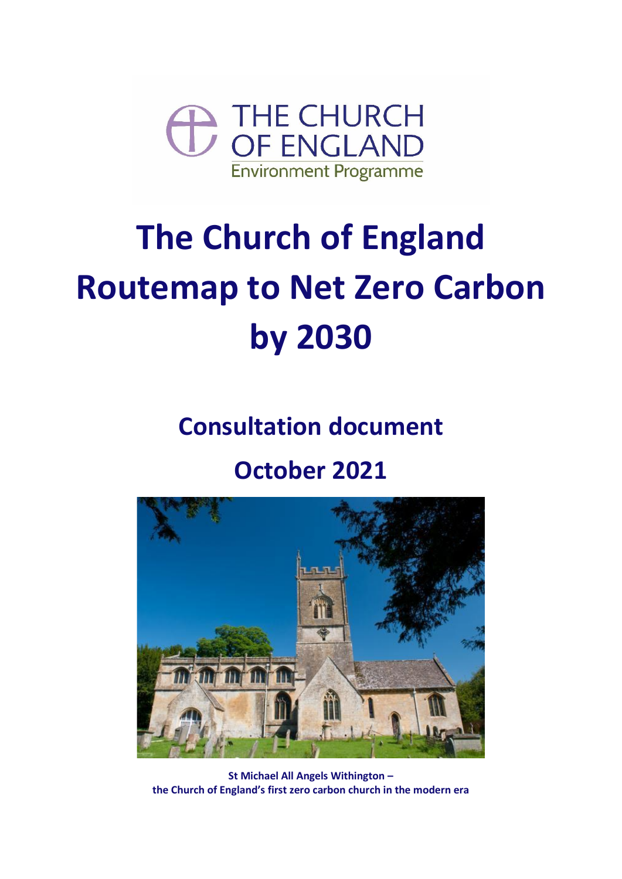THE CHURCH OF ENGLAND

Environment Programme

# The Church of England Routemap to Net Zero Carbon by 2030

## Consultation document

## October 2021

**St Michael All Angels Withington – the Church of England's first zero carbon church in the modern era**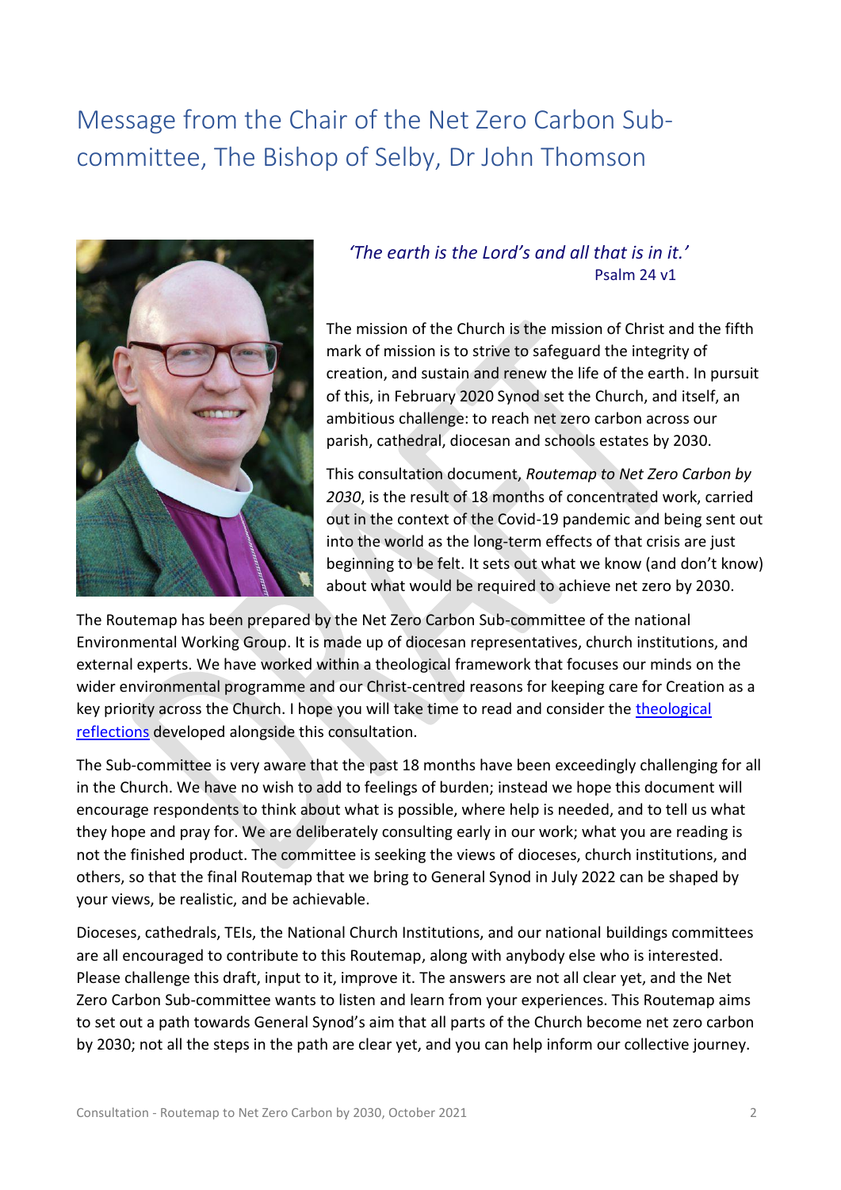# Message from the Chair of the Net Zero Carbon Sub-committee, The Bishop of Selby, Dr John Thomson

*'The earth is the Lord's and all that is in it.'*
Psalm 24 v1

The mission of the Church is the mission of Christ and the fifth mark of mission is to strive to safeguard the integrity of creation, and sustain and renew the life of the earth. In pursuit of this, in February 2020 Synod set the Church, and itself, an ambitious challenge: to reach net zero carbon across our parish, cathedral, diocesan and schools estates by 2030.

This consultation document, *Routemap to Net Zero Carbon by 2030*, is the result of 18 months of concentrated work, carried out in the context of the Covid-19 pandemic and being sent out into the world as the long-term effects of that crisis are just beginning to be felt. It sets out what we know (and don't know) about what would be required to achieve net zero by 2030.

The Routemap has been prepared by the Net Zero Carbon Sub-committee of the national Environmental Working Group. It is made up of diocesan representatives, church institutions, and external experts. We have worked within a theological framework that focuses our minds on the wider environmental programme and our Christ-centred reasons for keeping care for Creation as a key priority across the Church. I hope you will take time to read and consider the theological reflections developed alongside this consultation.

The Sub-committee is very aware that the past 18 months have been exceedingly challenging for all in the Church. We have no wish to add to feelings of burden; instead we hope this document will encourage respondents to think about what is possible, where help is needed, and to tell us what they hope and pray for. We are deliberately consulting early in our work; what you are reading is not the finished product. The committee is seeking the views of dioceses, church institutions, and others, so that the final Routemap that we bring to General Synod in July 2022 can be shaped by your views, be realistic, and be achievable.

Dioceses, cathedrals, TEIs, the National Church Institutions, and our national buildings committees are all encouraged to contribute to this Routemap, along with anybody else who is interested. Please challenge this draft, input to it, improve it. The answers are not all clear yet, and the Net Zero Carbon Sub-committee wants to listen and learn from your experiences. This Routemap aims to set out a path towards General Synod's aim that all parts of the Church become net zero carbon by 2030; not all the steps in the path are clear yet, and you can help inform our collective journey.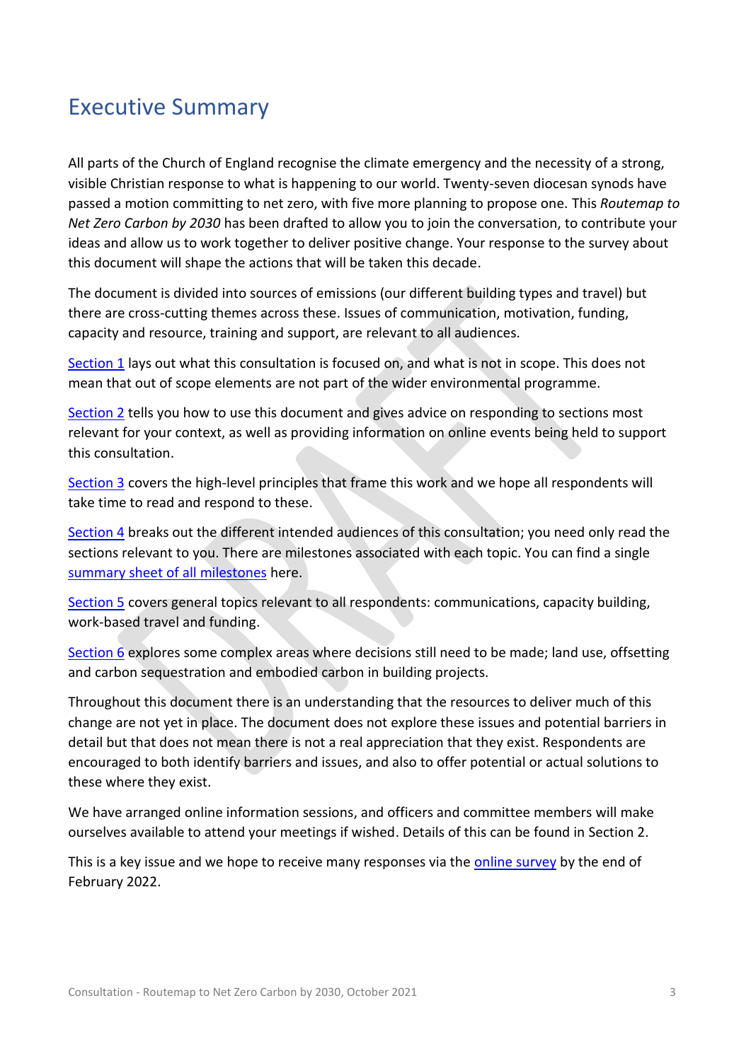# Executive Summary

All parts of the Church of England recognise the climate emergency and the necessity of a strong, visible Christian response to what is happening to our world. Twenty-seven diocesan synods have passed a motion committing to net zero, with five more planning to propose one. This *Routemap to Net Zero Carbon by 2030* has been drafted to allow you to join the conversation, to contribute your ideas and allow us to work together to deliver positive change. Your response to the survey about this document will shape the actions that will be taken this decade.

The document is divided into sources of emissions (our different building types and travel) but there are cross-cutting themes across these. Issues of communication, motivation, funding, capacity and resource, training and support, are relevant to all audiences.

Section 1 lays out what this consultation is focused on, and what is not in scope. This does not mean that out of scope elements are not part of the wider environmental programme.

Section 2 tells you how to use this document and gives advice on responding to sections most relevant for your context, as well as providing information on online events being held to support this consultation.

Section 3 covers the high-level principles that frame this work and we hope all respondents will take time to read and respond to these.

Section 4 breaks out the different intended audiences of this consultation; you need only read the sections relevant to you. There are milestones associated with each topic. You can find a single summary sheet of all milestones here.

Section 5 covers general topics relevant to all respondents: communications, capacity building, work-based travel and funding.

Section 6 explores some complex areas where decisions still need to be made; land use, offsetting and carbon sequestration and embodied carbon in building projects.

Throughout this document there is an understanding that the resources to deliver much of this change are not yet in place. The document does not explore these issues and potential barriers in detail but that does not mean there is not a real appreciation that they exist. Respondents are encouraged to both identify barriers and issues, and also to offer potential or actual solutions to these where they exist.

We have arranged online information sessions, and officers and committee members will make ourselves available to attend your meetings if wished. Details of this can be found in Section 2.

This is a key issue and we hope to receive many responses via the online survey by the end of February 2022.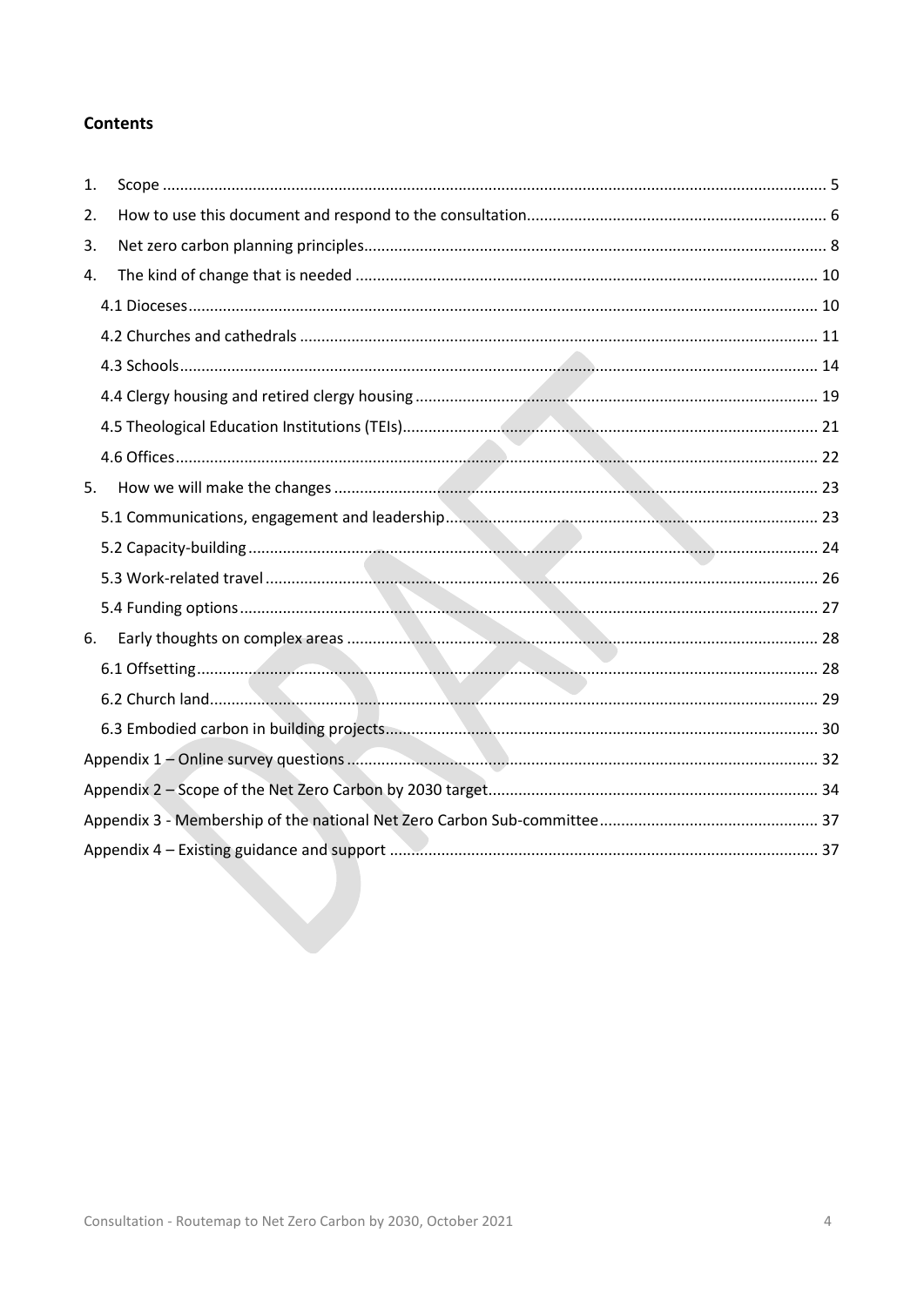## Contents

1. Scope ... 5
2. How to use this document and respond to the consultation ... 6
3. Net zero carbon planning principles ... 8
4. The kind of change that is needed ... 10
   - 4.1 Dioceses ... 10
   - 4.2 Churches and cathedrals ... 11
   - 4.3 Schools ... 14
   - 4.4 Clergy housing and retired clergy housing ... 19
   - 4.5 Theological Education Institutions (TEIs) ... 21
   - 4.6 Offices ... 22
5. How we will make the changes ... 23
   - 5.1 Communications, engagement and leadership ... 23
   - 5.2 Capacity-building ... 24
   - 5.3 Work-related travel ... 26
   - 5.4 Funding options ... 27
6. Early thoughts on complex areas ... 28
   - 6.1 Offsetting ... 28
   - 6.2 Church land ... 29
   - 6.3 Embodied carbon in building projects ... 30

Appendix 1 – Online survey questions ... 32

Appendix 2 – Scope of the Net Zero Carbon by 2030 target ... 34

Appendix 3 - Membership of the national Net Zero Carbon Sub-committee ... 37

Appendix 4 – Existing guidance and support ... 37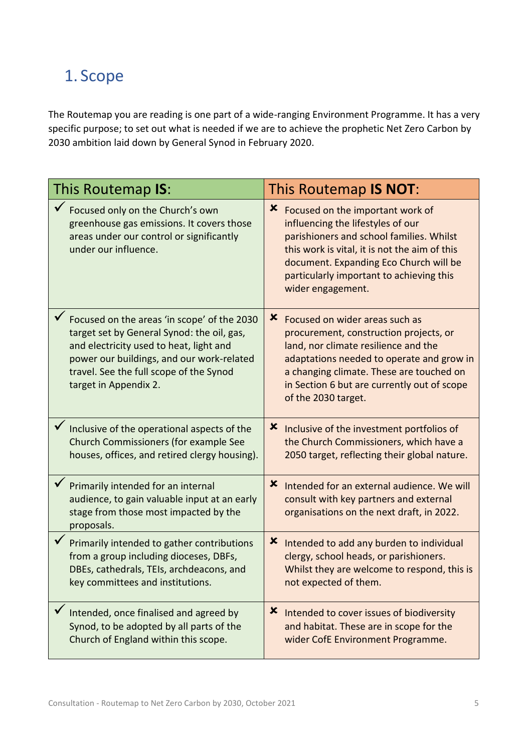# 1. Scope

The Routemap you are reading is one part of a wide-ranging Environment Programme. It has a very specific purpose; to set out what is needed if we are to achieve the prophetic Net Zero Carbon by 2030 ambition laid down by General Synod in February 2020.

| This Routemap **IS**: | This Routemap **IS NOT**: |
|---|---|
| ✓ Focused only on the Church's own greenhouse gas emissions. It covers those areas under our control or significantly under our influence. | ✘ Focused on the important work of influencing the lifestyles of our parishioners and school families. Whilst this work is vital, it is not the aim of this document. Expanding Eco Church will be particularly important to achieving this wider engagement. |
| ✓ Focused on the areas 'in scope' of the 2030 target set by General Synod: the oil, gas, and electricity used to heat, light and power our buildings, and our work-related travel. See the full scope of the Synod target in Appendix 2. | ✘ Focused on wider areas such as procurement, construction projects, or land, nor climate resilience and the adaptations needed to operate and grow in a changing climate. These are touched on in Section 6 but are currently out of scope of the 2030 target. |
| ✓ Inclusive of the operational aspects of the Church Commissioners (for example See houses, offices, and retired clergy housing). | ✘ Inclusive of the investment portfolios of the Church Commissioners, which have a 2050 target, reflecting their global nature. |
| ✓ Primarily intended for an internal audience, to gain valuable input at an early stage from those most impacted by the proposals. | ✘ Intended for an external audience. We will consult with key partners and external organisations on the next draft, in 2022. |
| ✓ Primarily intended to gather contributions from a group including dioceses, DBFs, DBEs, cathedrals, TEIs, archdeacons, and key committees and institutions. | ✘ Intended to add any burden to individual clergy, school heads, or parishioners. Whilst they are welcome to respond, this is not expected of them. |
| ✓ Intended, once finalised and agreed by Synod, to be adopted by all parts of the Church of England within this scope. | ✘ Intended to cover issues of biodiversity and habitat. These are in scope for the wider CofE Environment Programme. |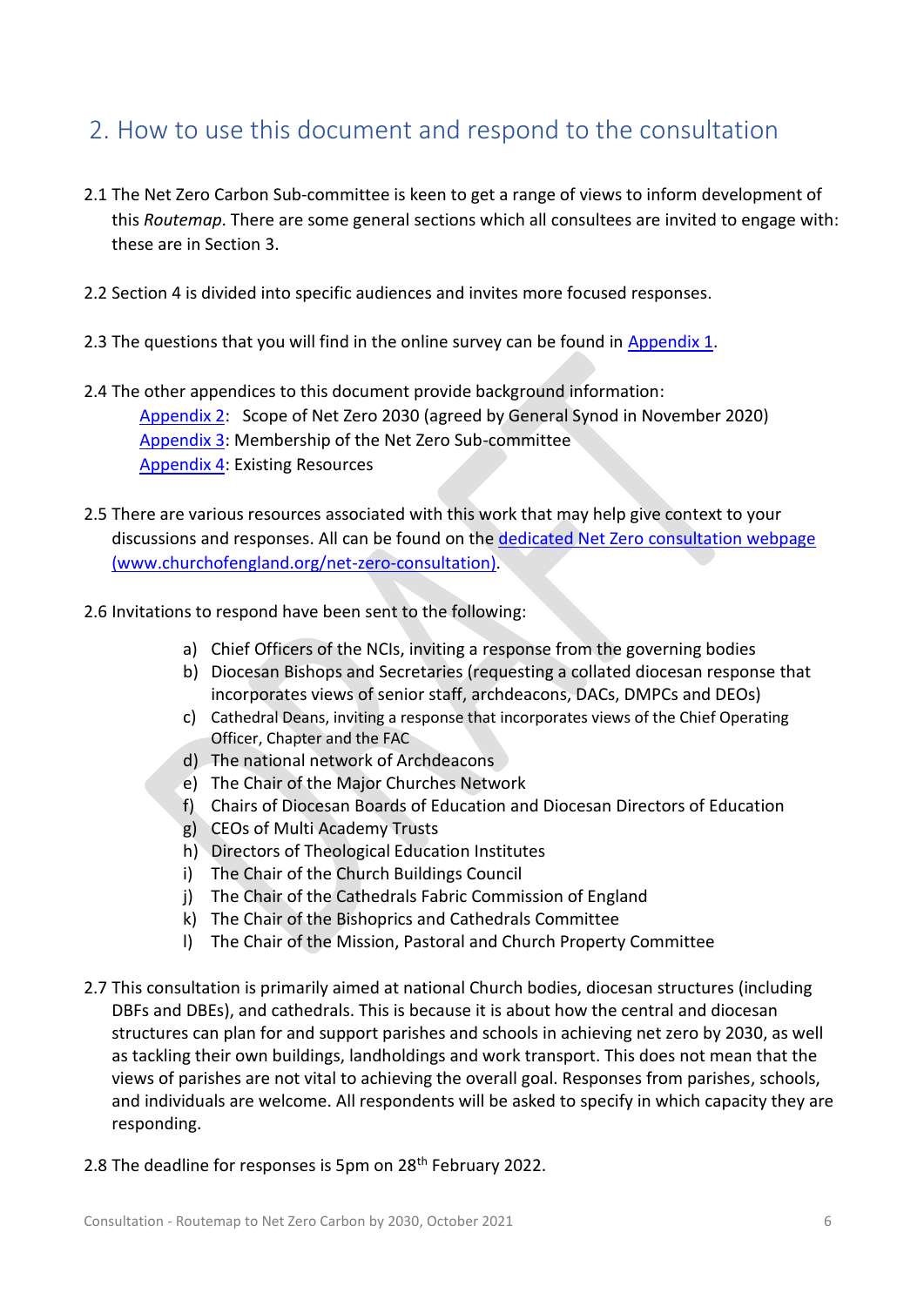## 2. How to use this document and respond to the consultation

2.1 The Net Zero Carbon Sub-committee is keen to get a range of views to inform development of this *Routemap*. There are some general sections which all consultees are invited to engage with: these are in Section 3.

2.2 Section 4 is divided into specific audiences and invites more focused responses.

2.3 The questions that you will find in the online survey can be found in [Appendix 1](#).

2.4 The other appendices to this document provide background information:

- [Appendix 2](#): Scope of Net Zero 2030 (agreed by General Synod in November 2020)
- [Appendix 3](#): Membership of the Net Zero Sub-committee
- [Appendix 4](#): Existing Resources

2.5 There are various resources associated with this work that may help give context to your discussions and responses. All can be found on the [dedicated Net Zero consultation webpage (www.churchofengland.org/net-zero-consultation)](www.churchofengland.org/net-zero-consultation).

2.6 Invitations to respond have been sent to the following:

a) Chief Officers of the NCIs, inviting a response from the governing bodies
b) Diocesan Bishops and Secretaries (requesting a collated diocesan response that incorporates views of senior staff, archdeacons, DACs, DMPCs and DEOs)
c) Cathedral Deans, inviting a response that incorporates views of the Chief Operating Officer, Chapter and the FAC
d) The national network of Archdeacons
e) The Chair of the Major Churches Network
f) Chairs of Diocesan Boards of Education and Diocesan Directors of Education
g) CEOs of Multi Academy Trusts
h) Directors of Theological Education Institutes
i) The Chair of the Church Buildings Council
j) The Chair of the Cathedrals Fabric Commission of England
k) The Chair of the Bishoprics and Cathedrals Committee
l) The Chair of the Mission, Pastoral and Church Property Committee

2.7 This consultation is primarily aimed at national Church bodies, diocesan structures (including DBFs and DBEs), and cathedrals. This is because it is about how the central and diocesan structures can plan for and support parishes and schools in achieving net zero by 2030, as well as tackling their own buildings, landholdings and work transport. This does not mean that the views of parishes are not vital to achieving the overall goal. Responses from parishes, schools, and individuals are welcome. All respondents will be asked to specify in which capacity they are responding.

2.8 The deadline for responses is 5pm on 28th February 2022.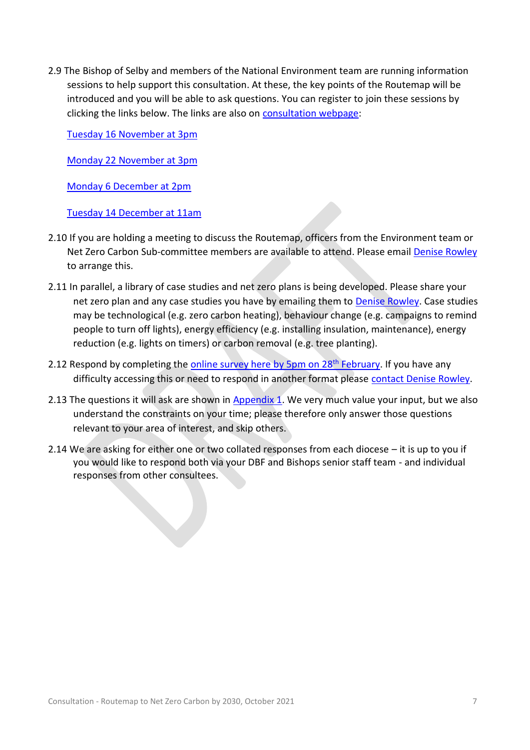2.9 The Bishop of Selby and members of the National Environment team are running information sessions to help support this consultation. At these, the key points of the Routemap will be introduced and you will be able to ask questions. You can register to join these sessions by clicking the links below. The links are also on consultation webpage:

Tuesday 16 November at 3pm

Monday 22 November at 3pm

Monday 6 December at 2pm

Tuesday 14 December at 11am

2.10 If you are holding a meeting to discuss the Routemap, officers from the Environment team or Net Zero Carbon Sub-committee members are available to attend. Please email Denise Rowley to arrange this.

2.11 In parallel, a library of case studies and net zero plans is being developed. Please share your net zero plan and any case studies you have by emailing them to Denise Rowley. Case studies may be technological (e.g. zero carbon heating), behaviour change (e.g. campaigns to remind people to turn off lights), energy efficiency (e.g. installing insulation, maintenance), energy reduction (e.g. lights on timers) or carbon removal (e.g. tree planting).

2.12 Respond by completing the online survey here by 5pm on 28th February. If you have any difficulty accessing this or need to respond in another format please contact Denise Rowley.

2.13 The questions it will ask are shown in Appendix 1. We very much value your input, but we also understand the constraints on your time; please therefore only answer those questions relevant to your area of interest, and skip others.

2.14 We are asking for either one or two collated responses from each diocese – it is up to you if you would like to respond both via your DBF and Bishops senior staff team - and individual responses from other consultees.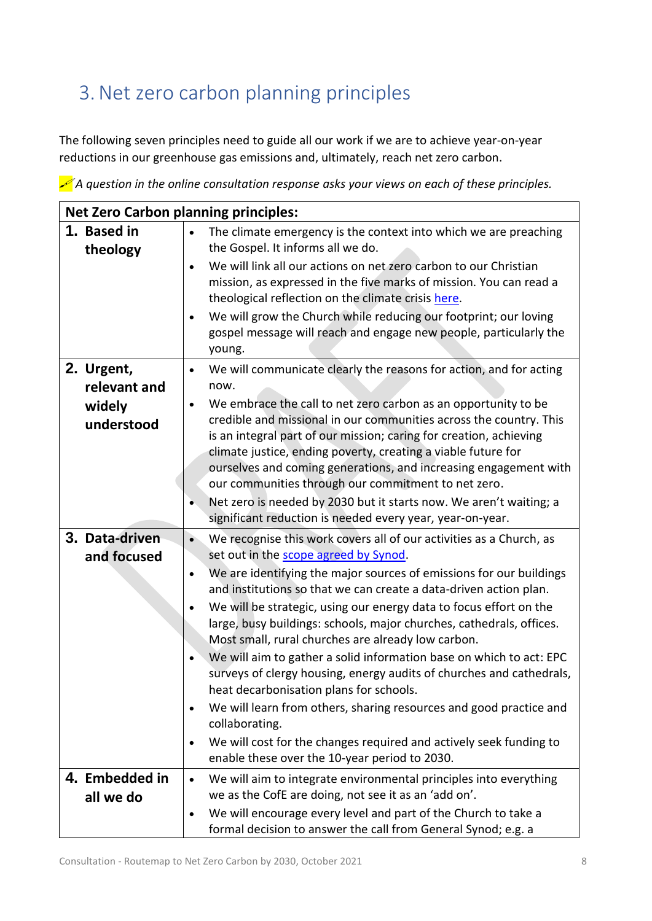# 3. Net zero carbon planning principles

The following seven principles need to guide all our work if we are to achieve year-on-year reductions in our greenhouse gas emissions and, ultimately, reach net zero carbon.

*A question in the online consultation response asks your views on each of these principles.*

| **Net Zero Carbon planning principles:** | |
|---|---|
| **1. Based in theology** | • The climate emergency is the context into which we are preaching the Gospel. It informs all we do.<br>• We will link all our actions on net zero carbon to our Christian mission, as expressed in the five marks of mission. You can read a theological reflection on the climate crisis [here](here).<br>• We will grow the Church while reducing our footprint; our loving gospel message will reach and engage new people, particularly the young. |
| **2. Urgent, relevant and widely understood** | • We will communicate clearly the reasons for action, and for acting now.<br>• We embrace the call to net zero carbon as an opportunity to be credible and missional in our communities across the country. This is an integral part of our mission; caring for creation, achieving climate justice, ending poverty, creating a viable future for ourselves and coming generations, and increasing engagement with our communities through our commitment to net zero.<br>• Net zero is needed by 2030 but it starts now. We aren't waiting; a significant reduction is needed every year, year-on-year. |
| **3. Data-driven and focused** | • We recognise this work covers all of our activities as a Church, as set out in the [scope agreed by Synod](scope agreed by Synod).<br>• We are identifying the major sources of emissions for our buildings and institutions so that we can create a data-driven action plan.<br>• We will be strategic, using our energy data to focus effort on the large, busy buildings: schools, major churches, cathedrals, offices. Most small, rural churches are already low carbon.<br>• We will aim to gather a solid information base on which to act: EPC surveys of clergy housing, energy audits of churches and cathedrals, heat decarbonisation plans for schools.<br>• We will learn from others, sharing resources and good practice and collaborating.<br>• We will cost for the changes required and actively seek funding to enable these over the 10-year period to 2030. |
| **4. Embedded in all we do** | • We will aim to integrate environmental principles into everything we as the CofE are doing, not see it as an 'add on'.<br>• We will encourage every level and part of the Church to take a formal decision to answer the call from General Synod; e.g. a |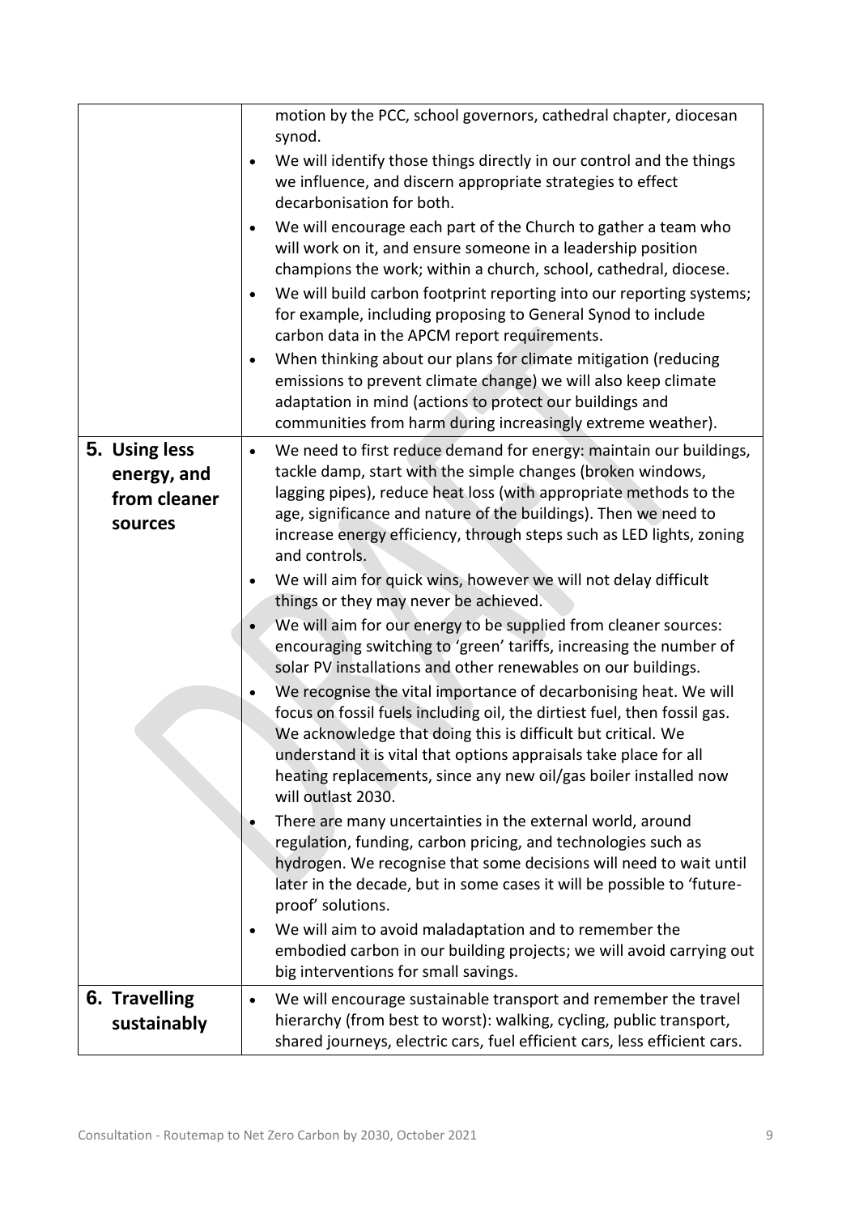| | |
|---|---|
| | motion by the PCC, school governors, cathedral chapter, diocesan synod.<br>• We will identify those things directly in our control and the things we influence, and discern appropriate strategies to effect decarbonisation for both.<br>• We will encourage each part of the Church to gather a team who will work on it, and ensure someone in a leadership position champions the work; within a church, school, cathedral, diocese.<br>• We will build carbon footprint reporting into our reporting systems; for example, including proposing to General Synod to include carbon data in the APCM report requirements.<br>• When thinking about our plans for climate mitigation (reducing emissions to prevent climate change) we will also keep climate adaptation in mind (actions to protect our buildings and communities from harm during increasingly extreme weather). |
| **5. Using less energy, and from cleaner sources** | • We need to first reduce demand for energy: maintain our buildings, tackle damp, start with the simple changes (broken windows, lagging pipes), reduce heat loss (with appropriate methods to the age, significance and nature of the buildings). Then we need to increase energy efficiency, through steps such as LED lights, zoning and controls.<br>• We will aim for quick wins, however we will not delay difficult things or they may never be achieved.<br>• We will aim for our energy to be supplied from cleaner sources: encouraging switching to 'green' tariffs, increasing the number of solar PV installations and other renewables on our buildings.<br>• We recognise the vital importance of decarbonising heat. We will focus on fossil fuels including oil, the dirtiest fuel, then fossil gas. We acknowledge that doing this is difficult but critical. We understand it is vital that options appraisals take place for all heating replacements, since any new oil/gas boiler installed now will outlast 2030.<br>• There are many uncertainties in the external world, around regulation, funding, carbon pricing, and technologies such as hydrogen. We recognise that some decisions will need to wait until later in the decade, but in some cases it will be possible to 'future-proof' solutions.<br>• We will aim to avoid maladaptation and to remember the embodied carbon in our building projects; we will avoid carrying out big interventions for small savings. |
| **6. Travelling sustainably** | • We will encourage sustainable transport and remember the travel hierarchy (from best to worst): walking, cycling, public transport, shared journeys, electric cars, fuel efficient cars, less efficient cars. |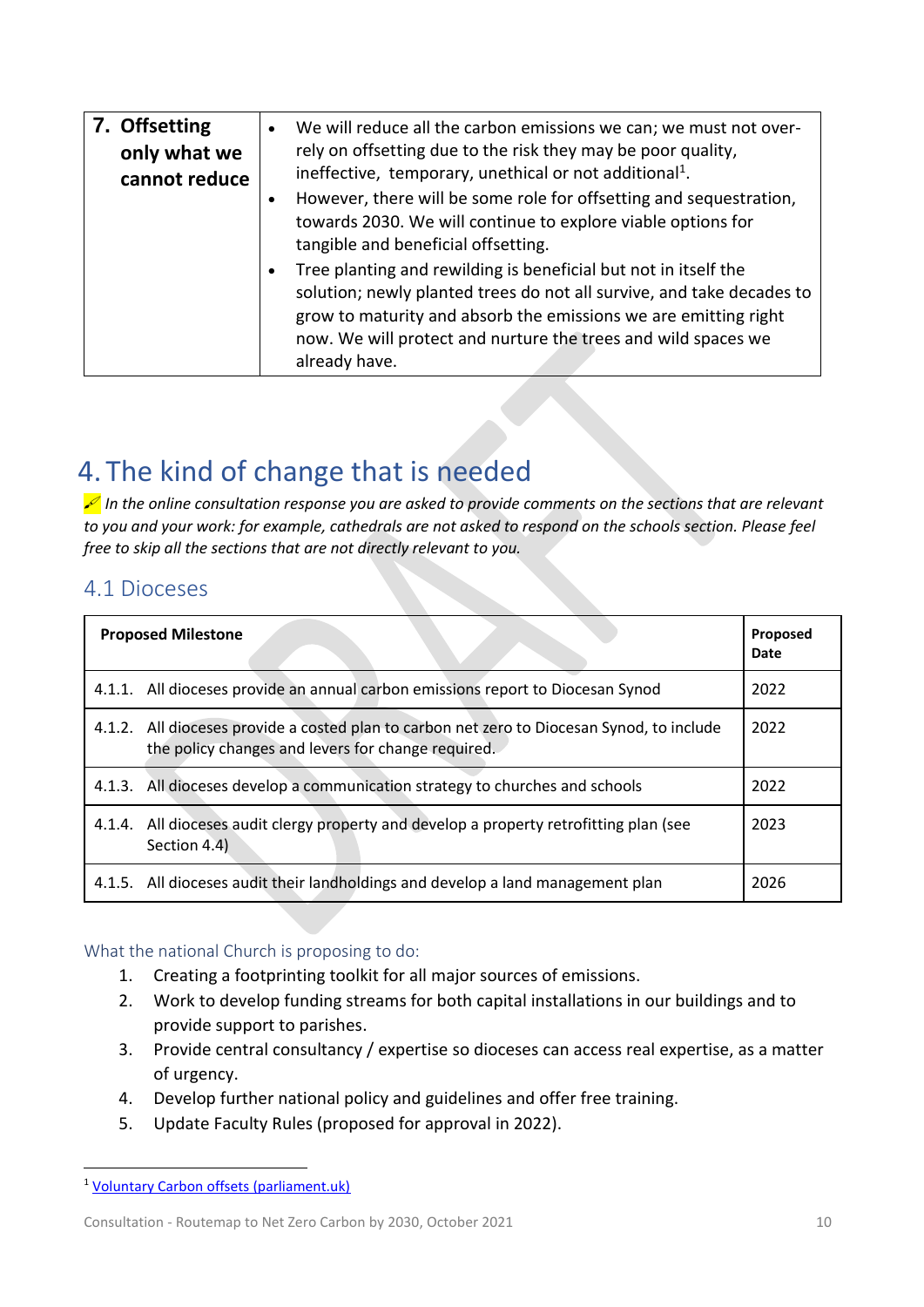| | |
|---|---|
| **7. Offsetting only what we cannot reduce** | • We will reduce all the carbon emissions we can; we must not over-rely on offsetting due to the risk they may be poor quality, ineffective, temporary, unethical or not additional[1].<br>• However, there will be some role for offsetting and sequestration, towards 2030. We will continue to explore viable options for tangible and beneficial offsetting.<br>• Tree planting and rewilding is beneficial but not in itself the solution; newly planted trees do not all survive, and take decades to grow to maturity and absorb the emissions we are emitting right now. We will protect and nurture the trees and wild spaces we already have. |

# 4. The kind of change that is needed

*In the online consultation response you are asked to provide comments on the sections that are relevant to you and your work: for example, cathedrals are not asked to respond on the schools section. Please feel free to skip all the sections that are not directly relevant to you.*

## 4.1 Dioceses

| **Proposed Milestone** | **Proposed Date** |
|---|---|
| 4.1.1. All dioceses provide an annual carbon emissions report to Diocesan Synod | 2022 |
| 4.1.2. All dioceses provide a costed plan to carbon net zero to Diocesan Synod, to include the policy changes and levers for change required. | 2022 |
| 4.1.3. All dioceses develop a communication strategy to churches and schools | 2022 |
| 4.1.4. All dioceses audit clergy property and develop a property retrofitting plan (see Section 4.4) | 2023 |
| 4.1.5. All dioceses audit their landholdings and develop a land management plan | 2026 |

What the national Church is proposing to do:

1. Creating a footprinting toolkit for all major sources of emissions.
2. Work to develop funding streams for both capital installations in our buildings and to provide support to parishes.
3. Provide central consultancy / expertise so dioceses can access real expertise, as a matter of urgency.
4. Develop further national policy and guidelines and offer free training.
5. Update Faculty Rules (proposed for approval in 2022).

[1] Voluntary Carbon offsets (parliament.uk)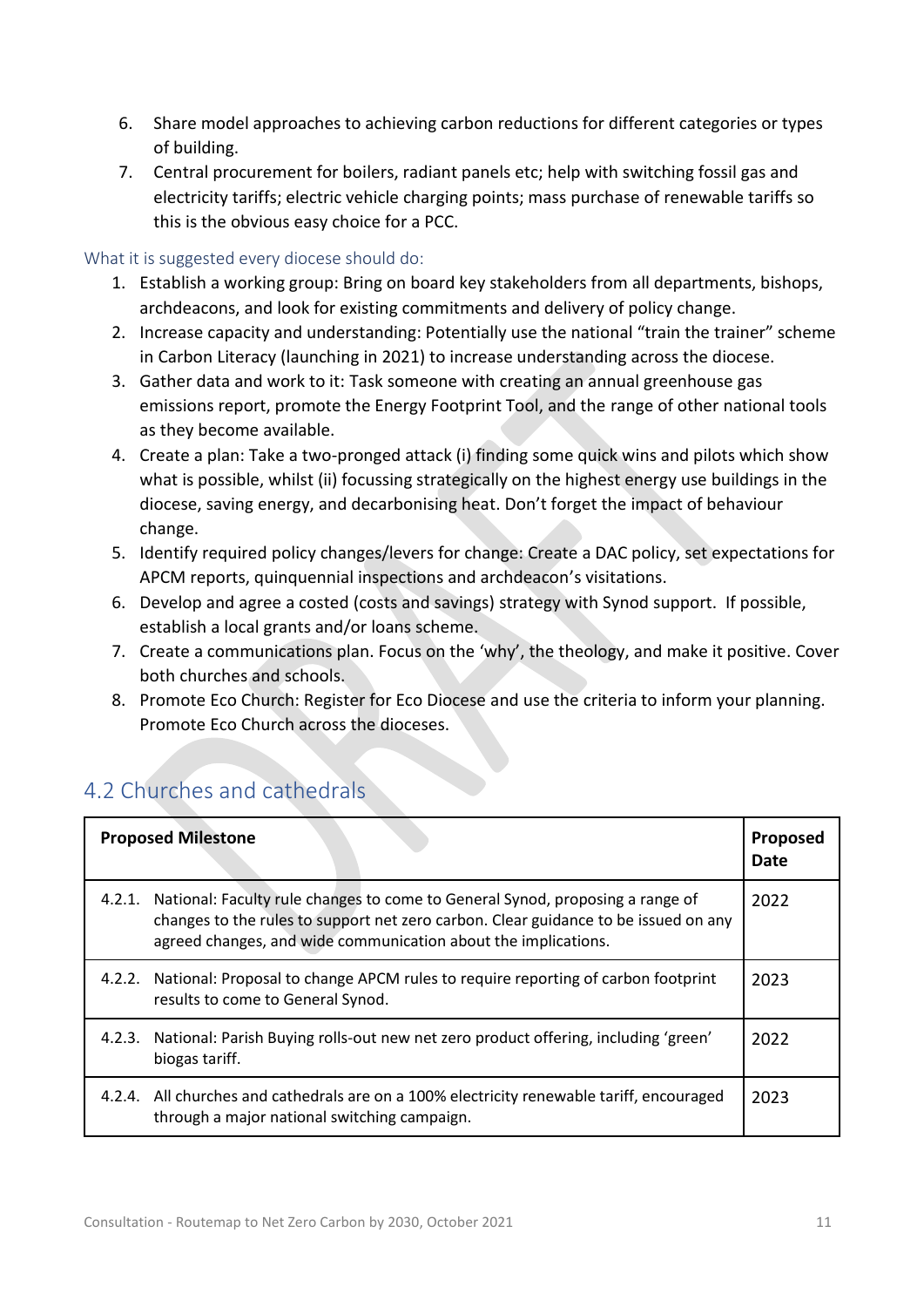6. Share model approaches to achieving carbon reductions for different categories or types of building.
7. Central procurement for boilers, radiant panels etc; help with switching fossil gas and electricity tariffs; electric vehicle charging points; mass purchase of renewable tariffs so this is the obvious easy choice for a PCC.

### What it is suggested every diocese should do:

1. Establish a working group: Bring on board key stakeholders from all departments, bishops, archdeacons, and look for existing commitments and delivery of policy change.
2. Increase capacity and understanding: Potentially use the national "train the trainer" scheme in Carbon Literacy (launching in 2021) to increase understanding across the diocese.
3. Gather data and work to it: Task someone with creating an annual greenhouse gas emissions report, promote the Energy Footprint Tool, and the range of other national tools as they become available.
4. Create a plan: Take a two-pronged attack (i) finding some quick wins and pilots which show what is possible, whilst (ii) focussing strategically on the highest energy use buildings in the diocese, saving energy, and decarbonising heat. Don't forget the impact of behaviour change.
5. Identify required policy changes/levers for change: Create a DAC policy, set expectations for APCM reports, quinquennial inspections and archdeacon's visitations.
6. Develop and agree a costed (costs and savings) strategy with Synod support. If possible, establish a local grants and/or loans scheme.
7. Create a communications plan. Focus on the 'why', the theology, and make it positive. Cover both churches and schools.
8. Promote Eco Church: Register for Eco Diocese and use the criteria to inform your planning. Promote Eco Church across the dioceses.

## 4.2 Churches and cathedrals

| Proposed Milestone | Proposed Date |
|---|---|
| 4.2.1. National: Faculty rule changes to come to General Synod, proposing a range of changes to the rules to support net zero carbon. Clear guidance to be issued on any agreed changes, and wide communication about the implications. | 2022 |
| 4.2.2. National: Proposal to change APCM rules to require reporting of carbon footprint results to come to General Synod. | 2023 |
| 4.2.3. National: Parish Buying rolls-out new net zero product offering, including 'green' biogas tariff. | 2022 |
| 4.2.4. All churches and cathedrals are on a 100% electricity renewable tariff, encouraged through a major national switching campaign. | 2023 |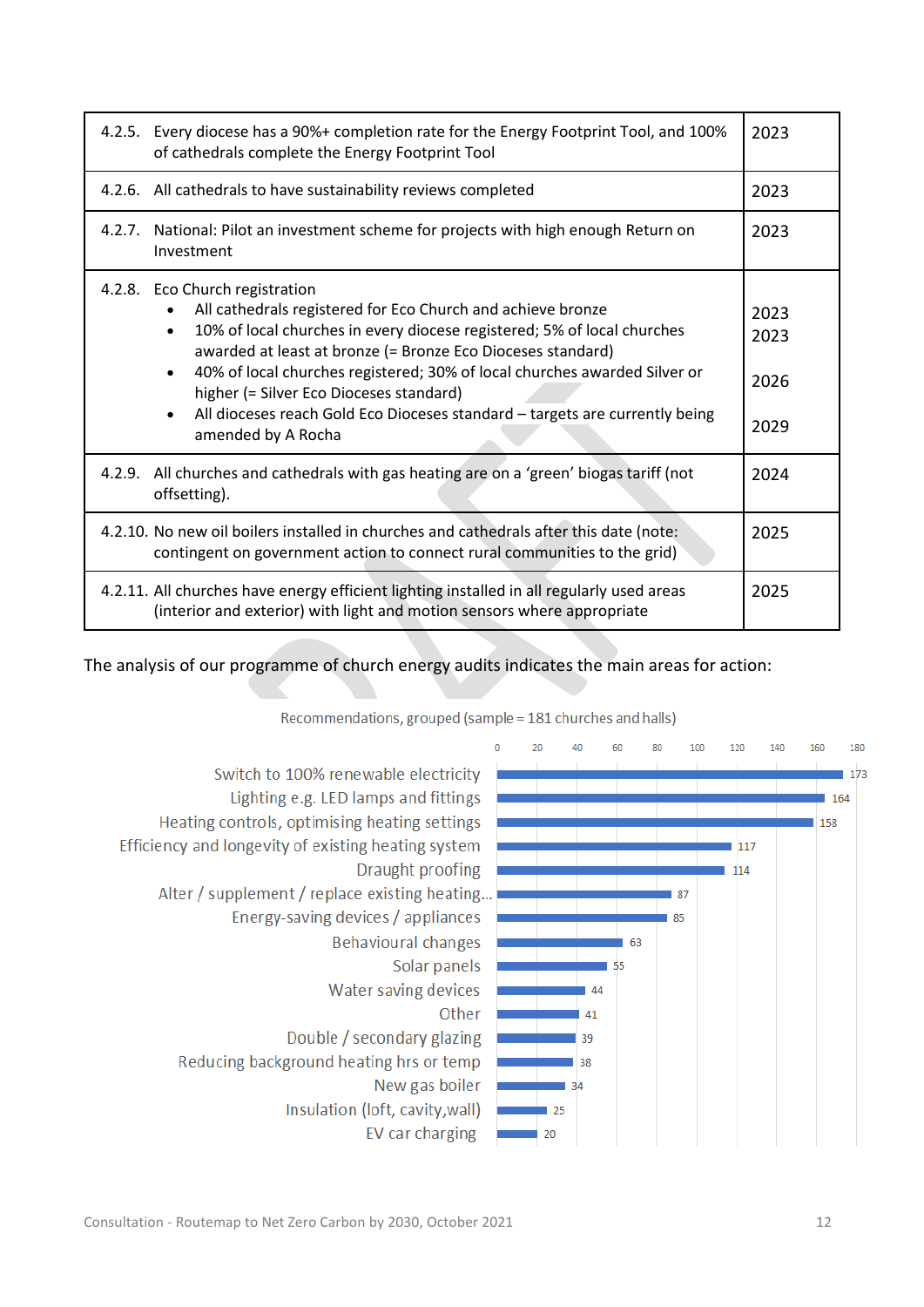| | |
|---|---|
| 4.2.5. Every diocese has a 90%+ completion rate for the Energy Footprint Tool, and 100% of cathedrals complete the Energy Footprint Tool | 2023 |
| 4.2.6. All cathedrals to have sustainability reviews completed | 2023 |
| 4.2.7. National: Pilot an investment scheme for projects with high enough Return on Investment | 2023 |
| 4.2.8. Eco Church registration<br>• All cathedrals registered for Eco Church and achieve bronze<br>• 10% of local churches in every diocese registered; 5% of local churches awarded at least at bronze (= Bronze Eco Dioceses standard)<br>• 40% of local churches registered; 30% of local churches awarded Silver or higher (= Silver Eco Dioceses standard)<br>• All dioceses reach Gold Eco Dioceses standard – targets are currently being amended by A Rocha | <br>2023<br>2023<br><br>2026<br><br>2029 |
| 4.2.9. All churches and cathedrals with gas heating are on a 'green' biogas tariff (not offsetting). | 2024 |
| 4.2.10. No new oil boilers installed in churches and cathedrals after this date (note: contingent on government action to connect rural communities to the grid) | 2025 |
| 4.2.11. All churches have energy efficient lighting installed in all regularly used areas (interior and exterior) with light and motion sensors where appropriate | 2025 |

The analysis of our programme of church energy audits indicates the main areas for action:

Recommendations, grouped (sample = 181 churches and halls)

0 20 40 60 80 100 120 140 160 180

Switch to 100% renewable electricity 173
Lighting e.g. LED lamps and fittings 164
Heating controls, optimising heating settings 158
Efficiency and longevity of existing heating system 117
Draught proofing 114
Alter / supplement / replace existing heating... 87
Energy-saving devices / appliances 85
Behavioural changes 63
Solar panels 55
Water saving devices 44
Other 41
Double / secondary glazing 39
Reducing background heating hrs or temp 38
New gas boiler 34
Insulation (loft, cavity,wall) 25
EV car charging 20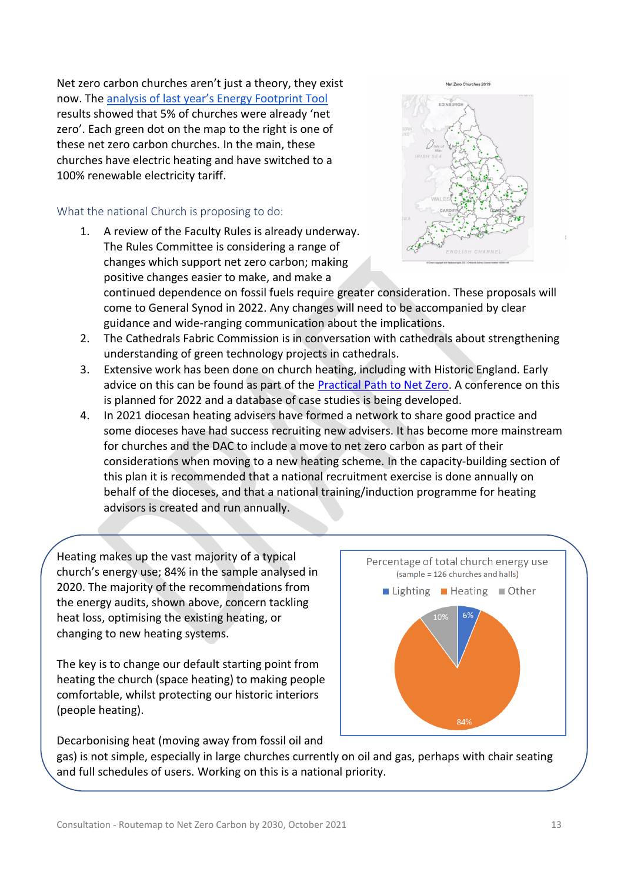Net zero carbon churches aren't just a theory, they exist now. The analysis of last year's Energy Footprint Tool results showed that 5% of churches were already 'net zero'. Each green dot on the map to the right is one of these net zero carbon churches. In the main, these churches have electric heating and have switched to a 100% renewable electricity tariff.

Net Zero Churches 2019

### What the national Church is proposing to do:

1. A review of the Faculty Rules is already underway. The Rules Committee is considering a range of changes which support net zero carbon; making positive changes easier to make, and make a continued dependence on fossil fuels require greater consideration. These proposals will come to General Synod in 2022. Any changes will need to be accompanied by clear guidance and wide-ranging communication about the implications.
2. The Cathedrals Fabric Commission is in conversation with cathedrals about strengthening understanding of green technology projects in cathedrals.
3. Extensive work has been done on church heating, including with Historic England. Early advice on this can be found as part of the Practical Path to Net Zero. A conference on this is planned for 2022 and a database of case studies is being developed.
4. In 2021 diocesan heating advisers have formed a network to share good practice and some dioceses have had success recruiting new advisers. It has become more mainstream for churches and the DAC to include a move to net zero carbon as part of their considerations when moving to a new heating scheme. In the capacity-building section of this plan it is recommended that a national recruitment exercise is done annually on behalf of the dioceses, and that a national training/induction programme for heating advisors is created and run annually.

Heating makes up the vast majority of a typical church's energy use; 84% in the sample analysed in 2020. The majority of the recommendations from the energy audits, shown above, concern tackling heat loss, optimising the existing heating, or changing to new heating systems.

Percentage of total church energy use
(sample = 126 churches and halls)
Lighting Heating Other
10%
6%
84%

The key is to change our default starting point from heating the church (space heating) to making people comfortable, whilst protecting our historic interiors (people heating).

Decarbonising heat (moving away from fossil oil and gas) is not simple, especially in large churches currently on oil and gas, perhaps with chair seating and full schedules of users. Working on this is a national priority.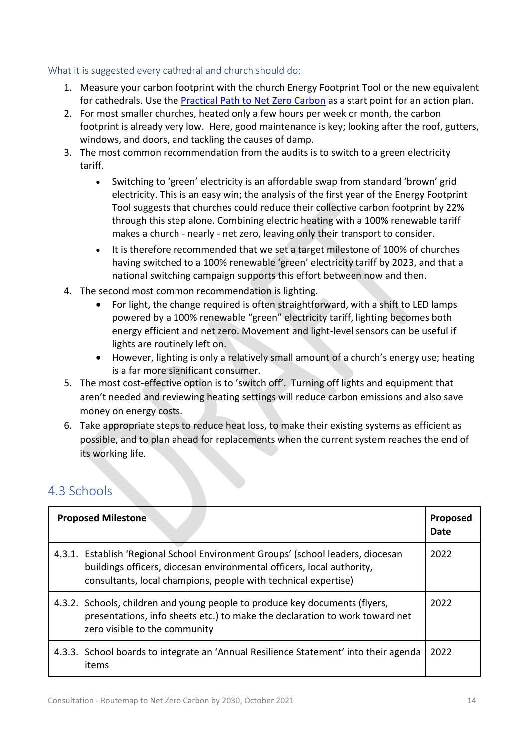### What it is suggested every cathedral and church should do:

1. Measure your carbon footprint with the church Energy Footprint Tool or the new equivalent for cathedrals. Use the [Practical Path to Net Zero Carbon] as a start point for an action plan.
2. For most smaller churches, heated only a few hours per week or month, the carbon footprint is already very low. Here, good maintenance is key; looking after the roof, gutters, windows, and doors, and tackling the causes of damp.
3. The most common recommendation from the audits is to switch to a green electricity tariff.
   - Switching to 'green' electricity is an affordable swap from standard 'brown' grid electricity. This is an easy win; the analysis of the first year of the Energy Footprint Tool suggests that churches could reduce their collective carbon footprint by 22% through this step alone. Combining electric heating with a 100% renewable tariff makes a church - nearly - net zero, leaving only their transport to consider.
   - It is therefore recommended that we set a target milestone of 100% of churches having switched to a 100% renewable 'green' electricity tariff by 2023, and that a national switching campaign supports this effort between now and then.
4. The second most common recommendation is lighting.
   - For light, the change required is often straightforward, with a shift to LED lamps powered by a 100% renewable "green" electricity tariff, lighting becomes both energy efficient and net zero. Movement and light-level sensors can be useful if lights are routinely left on.
   - However, lighting is only a relatively small amount of a church's energy use; heating is a far more significant consumer.
5. The most cost-effective option is to 'switch off'. Turning off lights and equipment that aren't needed and reviewing heating settings will reduce carbon emissions and also save money on energy costs.
6. Take appropriate steps to reduce heat loss, to make their existing systems as efficient as possible, and to plan ahead for replacements when the current system reaches the end of its working life.

## 4.3 Schools

| Proposed Milestone | Proposed Date |
|---|---|
| 4.3.1. Establish 'Regional School Environment Groups' (school leaders, diocesan buildings officers, diocesan environmental officers, local authority, consultants, local champions, people with technical expertise) | 2022 |
| 4.3.2. Schools, children and young people to produce key documents (flyers, presentations, info sheets etc.) to make the declaration to work toward net zero visible to the community | 2022 |
| 4.3.3. School boards to integrate an 'Annual Resilience Statement' into their agenda items | 2022 |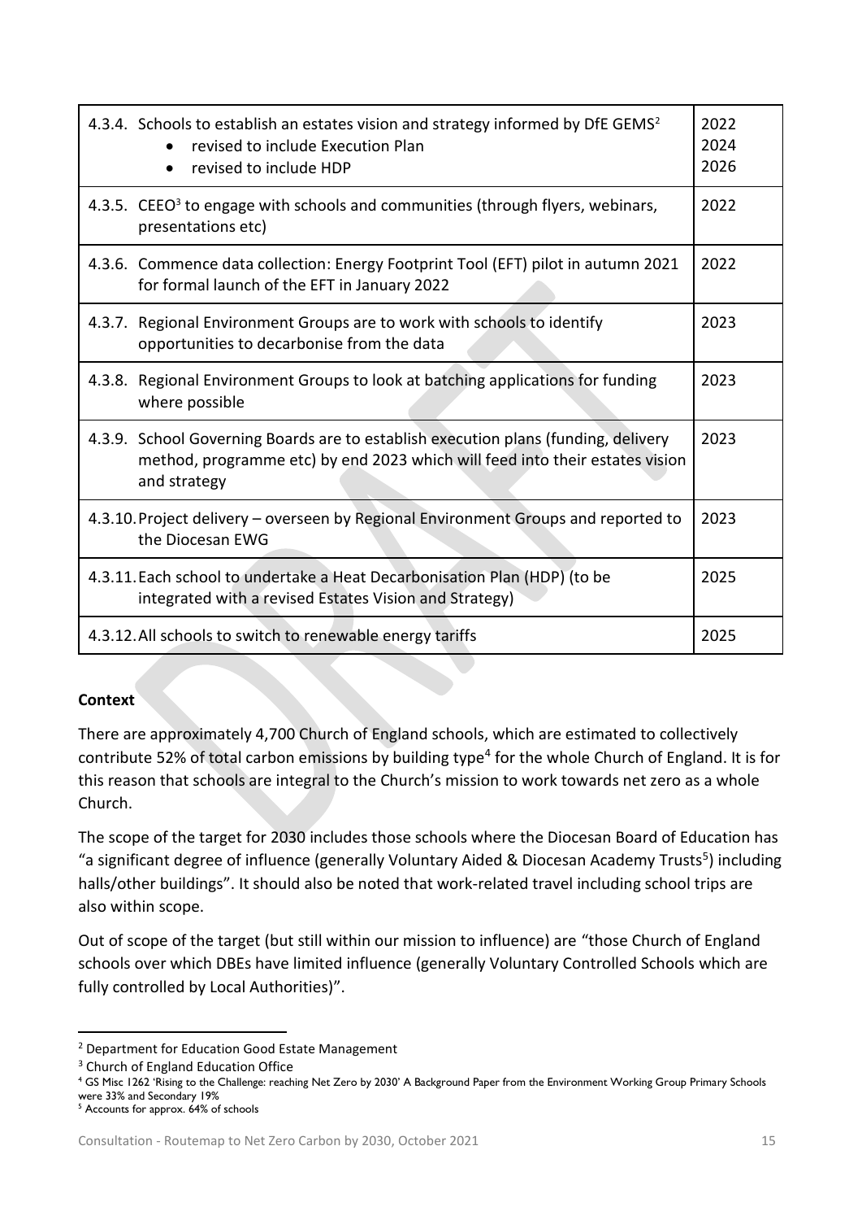| | |
|---|---|
| 4.3.4. Schools to establish an estates vision and strategy informed by DfE GEMS[2]<br>• revised to include Execution Plan<br>• revised to include HDP | 2022<br>2024<br>2026 |
| 4.3.5. CEEO[3] to engage with schools and communities (through flyers, webinars, presentations etc) | 2022 |
| 4.3.6. Commence data collection: Energy Footprint Tool (EFT) pilot in autumn 2021 for formal launch of the EFT in January 2022 | 2022 |
| 4.3.7. Regional Environment Groups are to work with schools to identify opportunities to decarbonise from the data | 2023 |
| 4.3.8. Regional Environment Groups to look at batching applications for funding where possible | 2023 |
| 4.3.9. School Governing Boards are to establish execution plans (funding, delivery method, programme etc) by end 2023 which will feed into their estates vision and strategy | 2023 |
| 4.3.10. Project delivery – overseen by Regional Environment Groups and reported to the Diocesan EWG | 2023 |
| 4.3.11. Each school to undertake a Heat Decarbonisation Plan (HDP) (to be integrated with a revised Estates Vision and Strategy) | 2025 |
| 4.3.12. All schools to switch to renewable energy tariffs | 2025 |

**Context**

There are approximately 4,700 Church of England schools, which are estimated to collectively contribute 52% of total carbon emissions by building type[4] for the whole Church of England. It is for this reason that schools are integral to the Church's mission to work towards net zero as a whole Church.

The scope of the target for 2030 includes those schools where the Diocesan Board of Education has "a significant degree of influence (generally Voluntary Aided & Diocesan Academy Trusts[5]) including halls/other buildings". It should also be noted that work-related travel including school trips are also within scope.

Out of scope of the target (but still within our mission to influence) are "those Church of England schools over which DBEs have limited influence (generally Voluntary Controlled Schools which are fully controlled by Local Authorities)".

[2] Department for Education Good Estate Management

[3] Church of England Education Office

[4] GS Misc 1262 'Rising to the Challenge: reaching Net Zero by 2030' A Background Paper from the Environment Working Group Primary Schools were 33% and Secondary 19%

[5] Accounts for approx. 64% of schools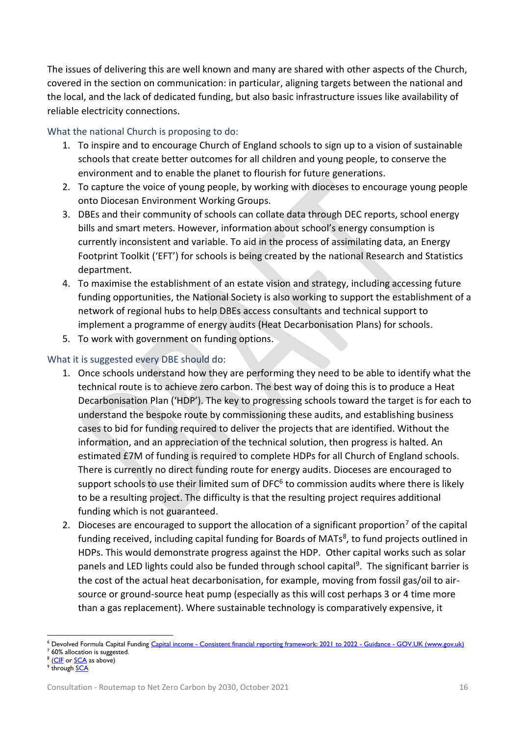The issues of delivering this are well known and many are shared with other aspects of the Church, covered in the section on communication: in particular, aligning targets between the national and the local, and the lack of dedicated funding, but also basic infrastructure issues like availability of reliable electricity connections.

### What the national Church is proposing to do:

1. To inspire and to encourage Church of England schools to sign up to a vision of sustainable schools that create better outcomes for all children and young people, to conserve the environment and to enable the planet to flourish for future generations.
2. To capture the voice of young people, by working with dioceses to encourage young people onto Diocesan Environment Working Groups.
3. DBEs and their community of schools can collate data through DEC reports, school energy bills and smart meters. However, information about school's energy consumption is currently inconsistent and variable. To aid in the process of assimilating data, an Energy Footprint Toolkit ('EFT') for schools is being created by the national Research and Statistics department.
4. To maximise the establishment of an estate vision and strategy, including accessing future funding opportunities, the National Society is also working to support the establishment of a network of regional hubs to help DBEs access consultants and technical support to implement a programme of energy audits (Heat Decarbonisation Plans) for schools.
5. To work with government on funding options.

### What it is suggested every DBE should do:

1. Once schools understand how they are performing they need to be able to identify what the technical route is to achieve zero carbon. The best way of doing this is to produce a Heat Decarbonisation Plan ('HDP'). The key to progressing schools toward the target is for each to understand the bespoke route by commissioning these audits, and establishing business cases to bid for funding required to deliver the projects that are identified. Without the information, and an appreciation of the technical solution, then progress is halted. An estimated £7M of funding is required to complete HDPs for all Church of England schools. There is currently no direct funding route for energy audits. Dioceses are encouraged to support schools to use their limited sum of DFC[6] to commission audits where there is likely to be a resulting project. The difficulty is that the resulting project requires additional funding which is not guaranteed.
2. Dioceses are encouraged to support the allocation of a significant proportion[7] of the capital funding received, including capital funding for Boards of MATs[8], to fund projects outlined in HDPs. This would demonstrate progress against the HDP. Other capital works such as solar panels and LED lights could also be funded through school capital[9]. The significant barrier is the cost of the actual heat decarbonisation, for example, moving from fossil gas/oil to air-source or ground-source heat pump (especially as this will cost perhaps 3 or 4 time more than a gas replacement). Where sustainable technology is comparatively expensive, it

---

[6] Devolved Formula Capital Funding Capital income - Consistent financial reporting framework: 2021 to 2022 - Guidance - GOV.UK (www.gov.uk)
[7] 60% allocation is suggested.
[8] (CIF or SCA as above)
[9] through SCA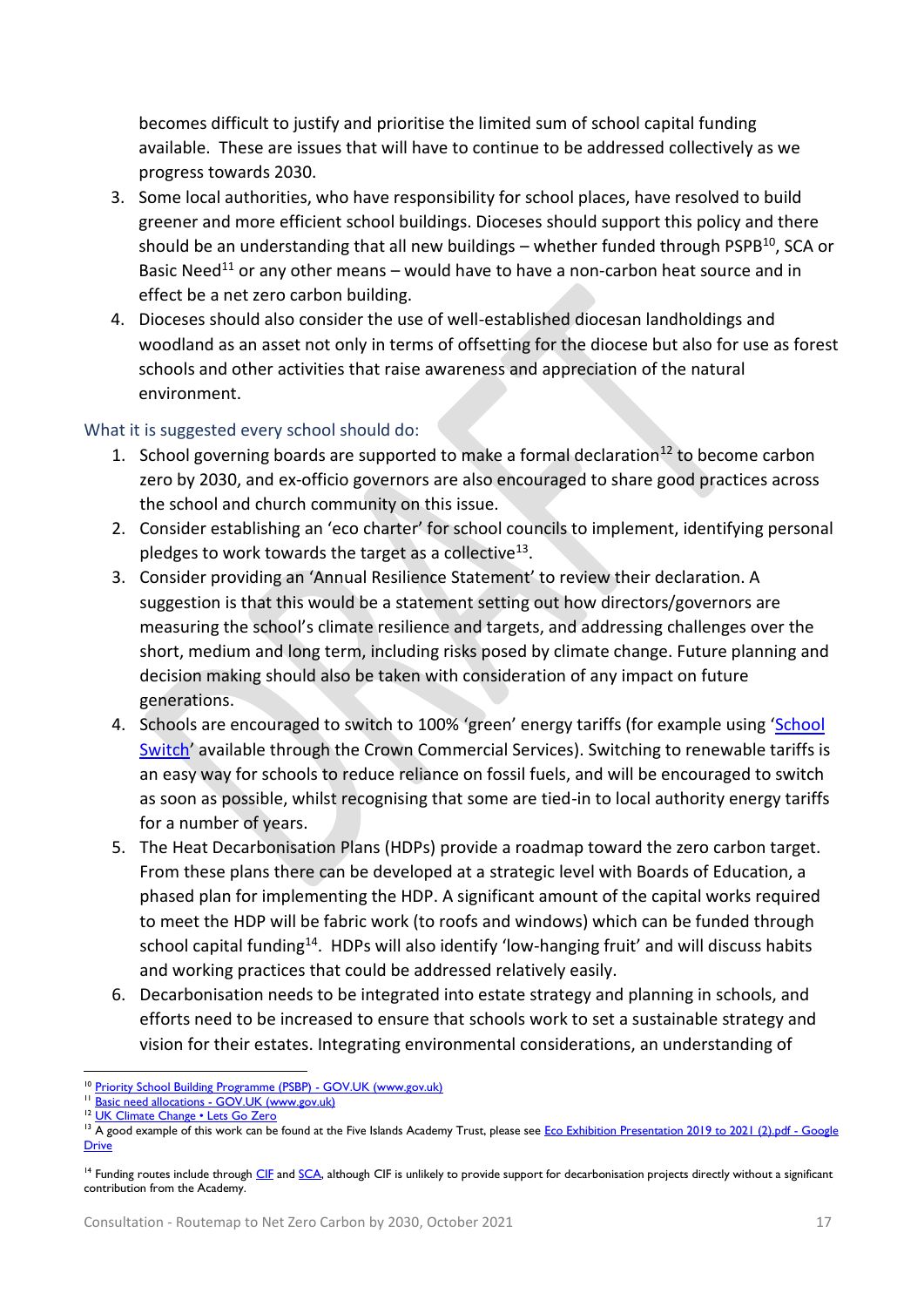becomes difficult to justify and prioritise the limited sum of school capital funding available. These are issues that will have to continue to be addressed collectively as we progress towards 2030.

3. Some local authorities, who have responsibility for school places, have resolved to build greener and more efficient school buildings. Dioceses should support this policy and there should be an understanding that all new buildings – whether funded through PSPB[10], SCA or Basic Need[11] or any other means – would have to have a non-carbon heat source and in effect be a net zero carbon building.
4. Dioceses should also consider the use of well-established diocesan landholdings and woodland as an asset not only in terms of offsetting for the diocese but also for use as forest schools and other activities that raise awareness and appreciation of the natural environment.

### What it is suggested every school should do:

1. School governing boards are supported to make a formal declaration[12] to become carbon zero by 2030, and ex-officio governors are also encouraged to share good practices across the school and church community on this issue.
2. Consider establishing an 'eco charter' for school councils to implement, identifying personal pledges to work towards the target as a collective[13].
3. Consider providing an 'Annual Resilience Statement' to review their declaration. A suggestion is that this would be a statement setting out how directors/governors are measuring the school's climate resilience and targets, and addressing challenges over the short, medium and long term, including risks posed by climate change. Future planning and decision making should also be taken with consideration of any impact on future generations.
4. Schools are encouraged to switch to 100% 'green' energy tariffs (for example using '[School Switch]' available through the Crown Commercial Services). Switching to renewable tariffs is an easy way for schools to reduce reliance on fossil fuels, and will be encouraged to switch as soon as possible, whilst recognising that some are tied-in to local authority energy tariffs for a number of years.
5. The Heat Decarbonisation Plans (HDPs) provide a roadmap toward the zero carbon target. From these plans there can be developed at a strategic level with Boards of Education, a phased plan for implementing the HDP. A significant amount of the capital works required to meet the HDP will be fabric work (to roofs and windows) which can be funded through school capital funding[14]. HDPs will also identify 'low-hanging fruit' and will discuss habits and working practices that could be addressed relatively easily.
6. Decarbonisation needs to be integrated into estate strategy and planning in schools, and efforts need to be increased to ensure that schools work to set a sustainable strategy and vision for their estates. Integrating environmental considerations, an understanding of

---

[10] Priority School Building Programme (PSBP) - GOV.UK (www.gov.uk)

[11] Basic need allocations - GOV.UK (www.gov.uk)

[12] UK Climate Change • Lets Go Zero

[13] A good example of this work can be found at the Five Islands Academy Trust, please see Eco Exhibition Presentation 2019 to 2021 (2).pdf - Google Drive

[14] Funding routes include through CIF and SCA, although CIF is unlikely to provide support for decarbonisation projects directly without a significant contribution from the Academy.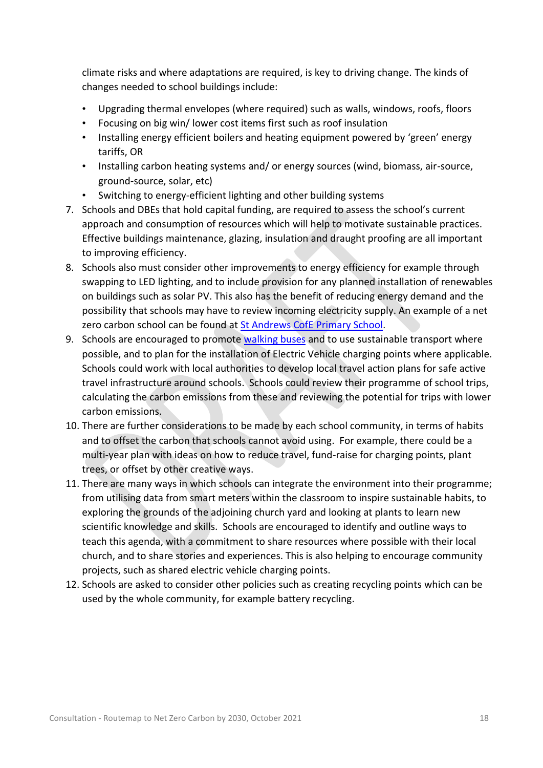climate risks and where adaptations are required, is key to driving change. The kinds of changes needed to school buildings include:

- Upgrading thermal envelopes (where required) such as walls, windows, roofs, floors
- Focusing on big win/ lower cost items first such as roof insulation
- Installing energy efficient boilers and heating equipment powered by 'green' energy tariffs, OR
- Installing carbon heating systems and/ or energy sources (wind, biomass, air-source, ground-source, solar, etc)
- Switching to energy-efficient lighting and other building systems

7. Schools and DBEs that hold capital funding, are required to assess the school's current approach and consumption of resources which will help to motivate sustainable practices. Effective buildings maintenance, glazing, insulation and draught proofing are all important to improving efficiency.
8. Schools also must consider other improvements to energy efficiency for example through swapping to LED lighting, and to include provision for any planned installation of renewables on buildings such as solar PV. This also has the benefit of reducing energy demand and the possibility that schools may have to review incoming electricity supply. An example of a net zero carbon school can be found at St Andrews CofE Primary School.
9. Schools are encouraged to promote walking buses and to use sustainable transport where possible, and to plan for the installation of Electric Vehicle charging points where applicable. Schools could work with local authorities to develop local travel action plans for safe active travel infrastructure around schools. Schools could review their programme of school trips, calculating the carbon emissions from these and reviewing the potential for trips with lower carbon emissions.
10. There are further considerations to be made by each school community, in terms of habits and to offset the carbon that schools cannot avoid using. For example, there could be a multi-year plan with ideas on how to reduce travel, fund-raise for charging points, plant trees, or offset by other creative ways.
11. There are many ways in which schools can integrate the environment into their programme; from utilising data from smart meters within the classroom to inspire sustainable habits, to exploring the grounds of the adjoining church yard and looking at plants to learn new scientific knowledge and skills. Schools are encouraged to identify and outline ways to teach this agenda, with a commitment to share resources where possible with their local church, and to share stories and experiences. This is also helping to encourage community projects, such as shared electric vehicle charging points.
12. Schools are asked to consider other policies such as creating recycling points which can be used by the whole community, for example battery recycling.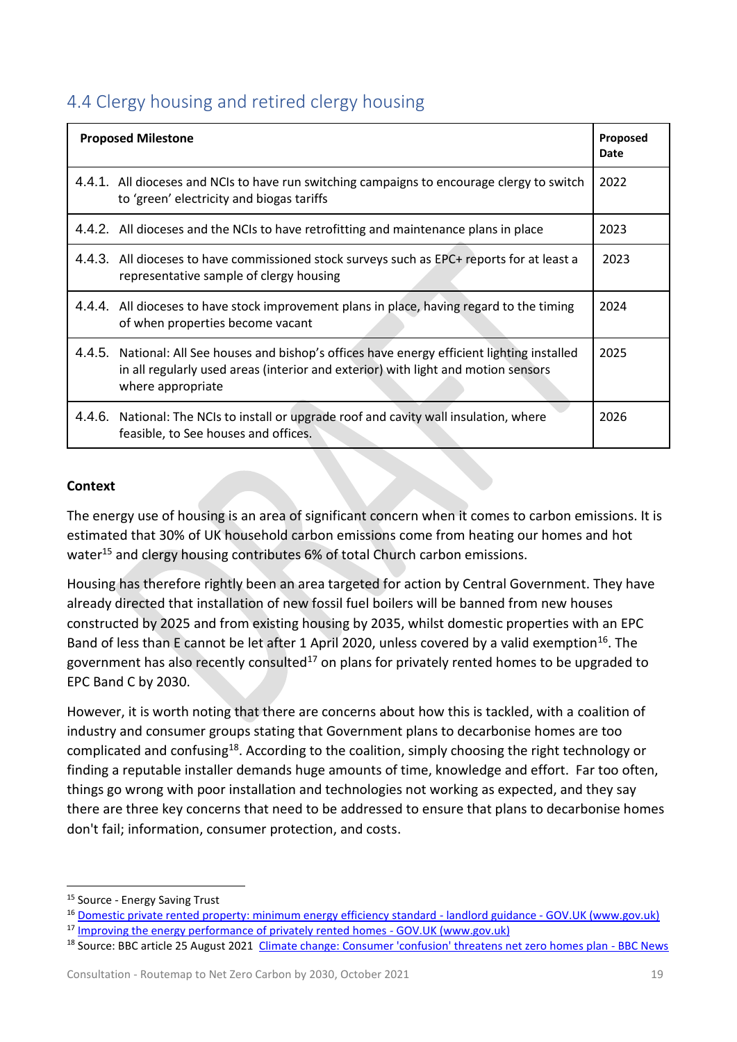## 4.4 Clergy housing and retired clergy housing

| Proposed Milestone | Proposed Date |
|---|---|
| 4.4.1. All dioceses and NCIs to have run switching campaigns to encourage clergy to switch to 'green' electricity and biogas tariffs | 2022 |
| 4.4.2. All dioceses and the NCIs to have retrofitting and maintenance plans in place | 2023 |
| 4.4.3. All dioceses to have commissioned stock surveys such as EPC+ reports for at least a representative sample of clergy housing | 2023 |
| 4.4.4. All dioceses to have stock improvement plans in place, having regard to the timing of when properties become vacant | 2024 |
| 4.4.5. National: All See houses and bishop's offices have energy efficient lighting installed in all regularly used areas (interior and exterior) with light and motion sensors where appropriate | 2025 |
| 4.4.6. National: The NCIs to install or upgrade roof and cavity wall insulation, where feasible, to See houses and offices. | 2026 |

**Context**

The energy use of housing is an area of significant concern when it comes to carbon emissions. It is estimated that 30% of UK household carbon emissions come from heating our homes and hot water[15] and clergy housing contributes 6% of total Church carbon emissions.

Housing has therefore rightly been an area targeted for action by Central Government. They have already directed that installation of new fossil fuel boilers will be banned from new houses constructed by 2025 and from existing housing by 2035, whilst domestic properties with an EPC Band of less than E cannot be let after 1 April 2020, unless covered by a valid exemption[16]. The government has also recently consulted[17] on plans for privately rented homes to be upgraded to EPC Band C by 2030.

However, it is worth noting that there are concerns about how this is tackled, with a coalition of industry and consumer groups stating that Government plans to decarbonise homes are too complicated and confusing[18]. According to the coalition, simply choosing the right technology or finding a reputable installer demands huge amounts of time, knowledge and effort. Far too often, things go wrong with poor installation and technologies not working as expected, and they say there are three key concerns that need to be addressed to ensure that plans to decarbonise homes don't fail; information, consumer protection, and costs.

---

[15] Source - Energy Saving Trust

[16] Domestic private rented property: minimum energy efficiency standard - landlord guidance - GOV.UK (www.gov.uk)

[17] Improving the energy performance of privately rented homes - GOV.UK (www.gov.uk)

[18] Source: BBC article 25 August 2021 Climate change: Consumer 'confusion' threatens net zero homes plan - BBC News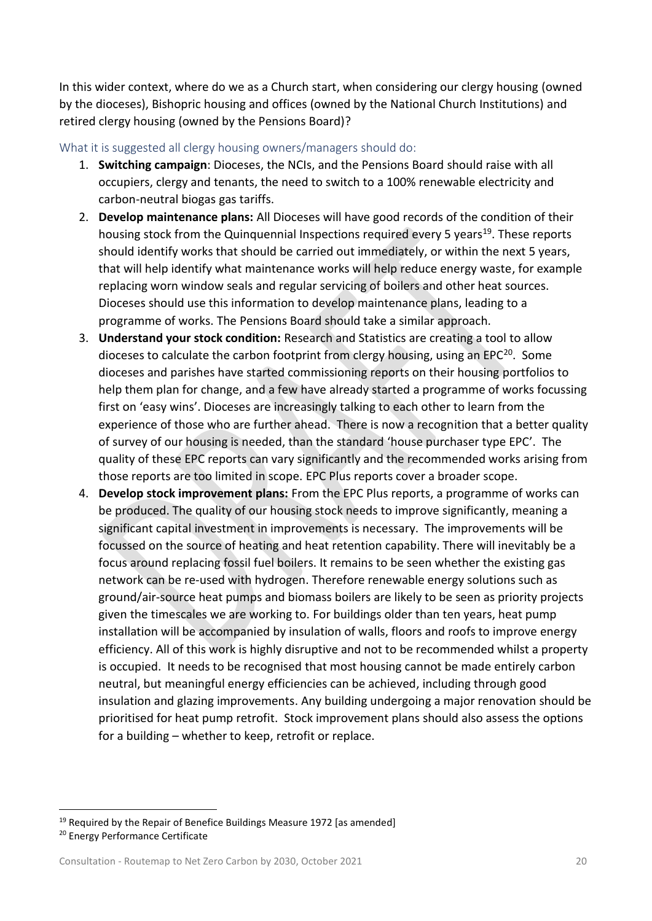In this wider context, where do we as a Church start, when considering our clergy housing (owned by the dioceses), Bishopric housing and offices (owned by the National Church Institutions) and retired clergy housing (owned by the Pensions Board)?

### What it is suggested all clergy housing owners/managers should do:

1. **Switching campaign**: Dioceses, the NCIs, and the Pensions Board should raise with all occupiers, clergy and tenants, the need to switch to a 100% renewable electricity and carbon-neutral biogas gas tariffs.
2. **Develop maintenance plans:** All Dioceses will have good records of the condition of their housing stock from the Quinquennial Inspections required every 5 years[19]. These reports should identify works that should be carried out immediately, or within the next 5 years, that will help identify what maintenance works will help reduce energy waste, for example replacing worn window seals and regular servicing of boilers and other heat sources. Dioceses should use this information to develop maintenance plans, leading to a programme of works. The Pensions Board should take a similar approach.
3. **Understand your stock condition:** Research and Statistics are creating a tool to allow dioceses to calculate the carbon footprint from clergy housing, using an EPC[20]. Some dioceses and parishes have started commissioning reports on their housing portfolios to help them plan for change, and a few have already started a programme of works focussing first on 'easy wins'. Dioceses are increasingly talking to each other to learn from the experience of those who are further ahead. There is now a recognition that a better quality of survey of our housing is needed, than the standard 'house purchaser type EPC'. The quality of these EPC reports can vary significantly and the recommended works arising from those reports are too limited in scope. EPC Plus reports cover a broader scope.
4. **Develop stock improvement plans:** From the EPC Plus reports, a programme of works can be produced. The quality of our housing stock needs to improve significantly, meaning a significant capital investment in improvements is necessary. The improvements will be focussed on the source of heating and heat retention capability. There will inevitably be a focus around replacing fossil fuel boilers. It remains to be seen whether the existing gas network can be re-used with hydrogen. Therefore renewable energy solutions such as ground/air-source heat pumps and biomass boilers are likely to be seen as priority projects given the timescales we are working to. For buildings older than ten years, heat pump installation will be accompanied by insulation of walls, floors and roofs to improve energy efficiency. All of this work is highly disruptive and not to be recommended whilst a property is occupied. It needs to be recognised that most housing cannot be made entirely carbon neutral, but meaningful energy efficiencies can be achieved, including through good insulation and glazing improvements. Any building undergoing a major renovation should be prioritised for heat pump retrofit. Stock improvement plans should also assess the options for a building – whether to keep, retrofit or replace.

---

[19] Required by the Repair of Benefice Buildings Measure 1972 [as amended]

[20] Energy Performance Certificate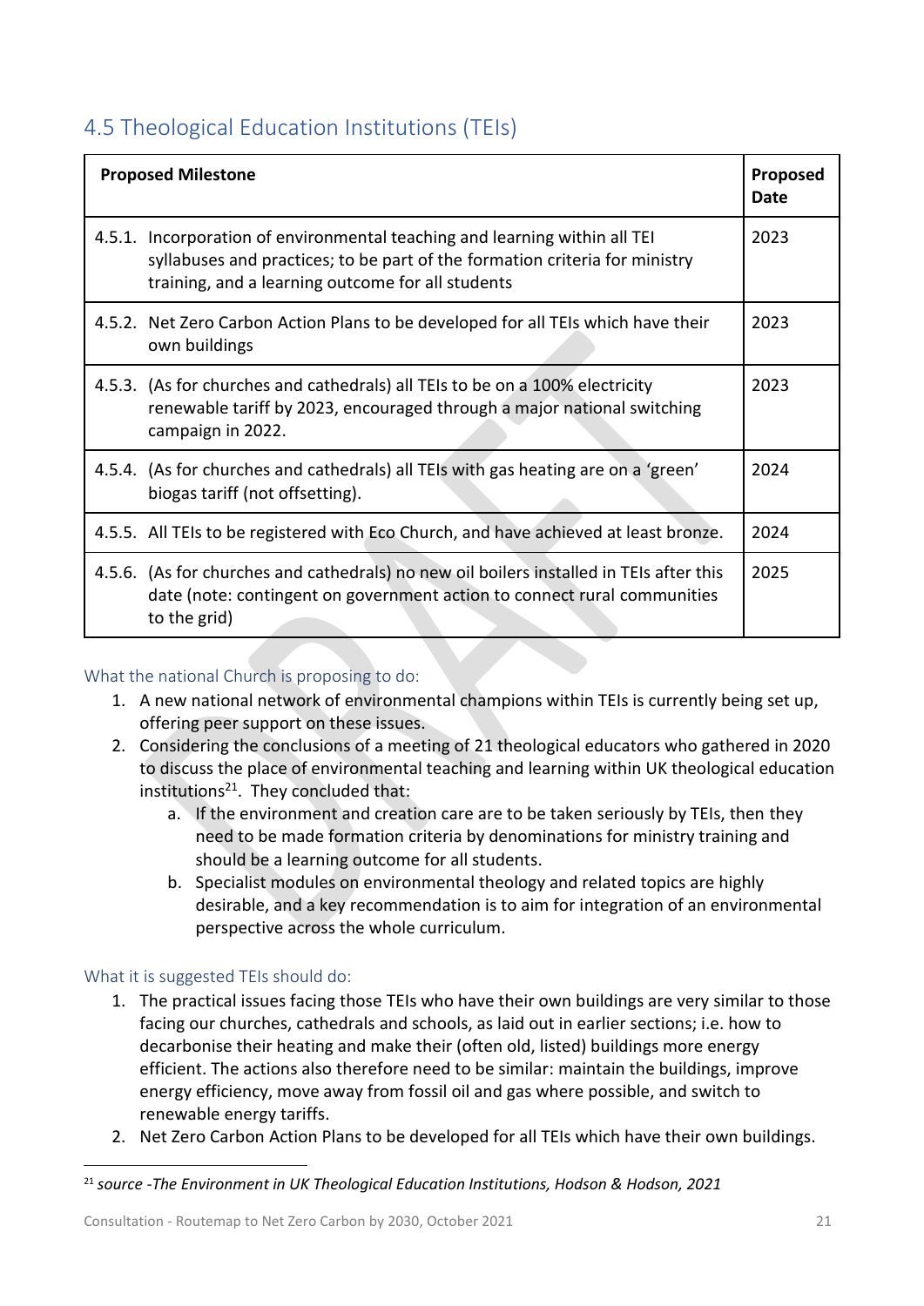## 4.5 Theological Education Institutions (TEIs)

| Proposed Milestone | Proposed Date |
|---|---|
| 4.5.1. Incorporation of environmental teaching and learning within all TEI syllabuses and practices; to be part of the formation criteria for ministry training, and a learning outcome for all students | 2023 |
| 4.5.2. Net Zero Carbon Action Plans to be developed for all TEIs which have their own buildings | 2023 |
| 4.5.3. (As for churches and cathedrals) all TEIs to be on a 100% electricity renewable tariff by 2023, encouraged through a major national switching campaign in 2022. | 2023 |
| 4.5.4. (As for churches and cathedrals) all TEIs with gas heating are on a 'green' biogas tariff (not offsetting). | 2024 |
| 4.5.5. All TEIs to be registered with Eco Church, and have achieved at least bronze. | 2024 |
| 4.5.6. (As for churches and cathedrals) no new oil boilers installed in TEIs after this date (note: contingent on government action to connect rural communities to the grid) | 2025 |

### What the national Church is proposing to do:

1. A new national network of environmental champions within TEIs is currently being set up, offering peer support on these issues.
2. Considering the conclusions of a meeting of 21 theological educators who gathered in 2020 to discuss the place of environmental teaching and learning within UK theological education institutions[21]. They concluded that:
   a. If the environment and creation care are to be taken seriously by TEIs, then they need to be made formation criteria by denominations for ministry training and should be a learning outcome for all students.
   b. Specialist modules on environmental theology and related topics are highly desirable, and a key recommendation is to aim for integration of an environmental perspective across the whole curriculum.

### What it is suggested TEIs should do:

1. The practical issues facing those TEIs who have their own buildings are very similar to those facing our churches, cathedrals and schools, as laid out in earlier sections; i.e. how to decarbonise their heating and make their (often old, listed) buildings more energy efficient. The actions also therefore need to be similar: maintain the buildings, improve energy efficiency, move away from fossil oil and gas where possible, and switch to renewable energy tariffs.
2. Net Zero Carbon Action Plans to be developed for all TEIs which have their own buildings.

---

[21] *source -The Environment in UK Theological Education Institutions, Hodson & Hodson, 2021*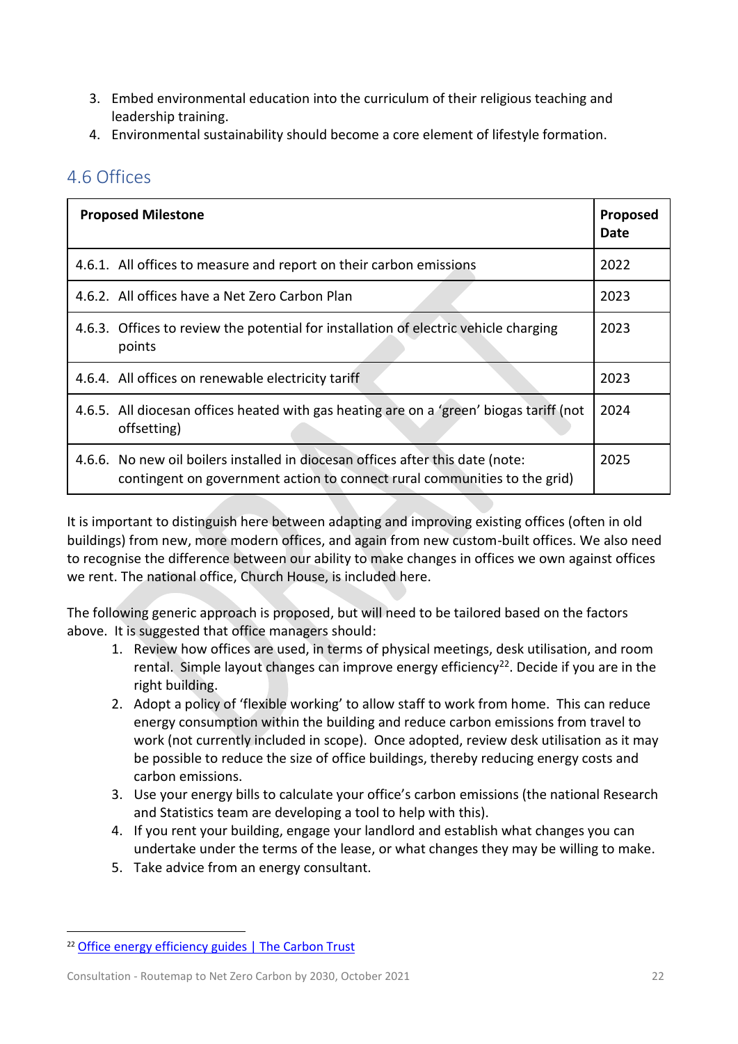3. Embed environmental education into the curriculum of their religious teaching and leadership training.
4. Environmental sustainability should become a core element of lifestyle formation.

## 4.6 Offices

| Proposed Milestone | Proposed Date |
|---|---|
| 4.6.1. All offices to measure and report on their carbon emissions | 2022 |
| 4.6.2. All offices have a Net Zero Carbon Plan | 2023 |
| 4.6.3. Offices to review the potential for installation of electric vehicle charging points | 2023 |
| 4.6.4. All offices on renewable electricity tariff | 2023 |
| 4.6.5. All diocesan offices heated with gas heating are on a 'green' biogas tariff (not offsetting) | 2024 |
| 4.6.6. No new oil boilers installed in diocesan offices after this date (note: contingent on government action to connect rural communities to the grid) | 2025 |

It is important to distinguish here between adapting and improving existing offices (often in old buildings) from new, more modern offices, and again from new custom-built offices. We also need to recognise the difference between our ability to make changes in offices we own against offices we rent. The national office, Church House, is included here.

The following generic approach is proposed, but will need to be tailored based on the factors above. It is suggested that office managers should:

1. Review how offices are used, in terms of physical meetings, desk utilisation, and room rental. Simple layout changes can improve energy efficiency[22]. Decide if you are in the right building.
2. Adopt a policy of 'flexible working' to allow staff to work from home. This can reduce energy consumption within the building and reduce carbon emissions from travel to work (not currently included in scope). Once adopted, review desk utilisation as it may be possible to reduce the size of office buildings, thereby reducing energy costs and carbon emissions.
3. Use your energy bills to calculate your office's carbon emissions (the national Research and Statistics team are developing a tool to help with this).
4. If you rent your building, engage your landlord and establish what changes you can undertake under the terms of the lease, or what changes they may be willing to make.
5. Take advice from an energy consultant.

[22] Office energy efficiency guides | The Carbon Trust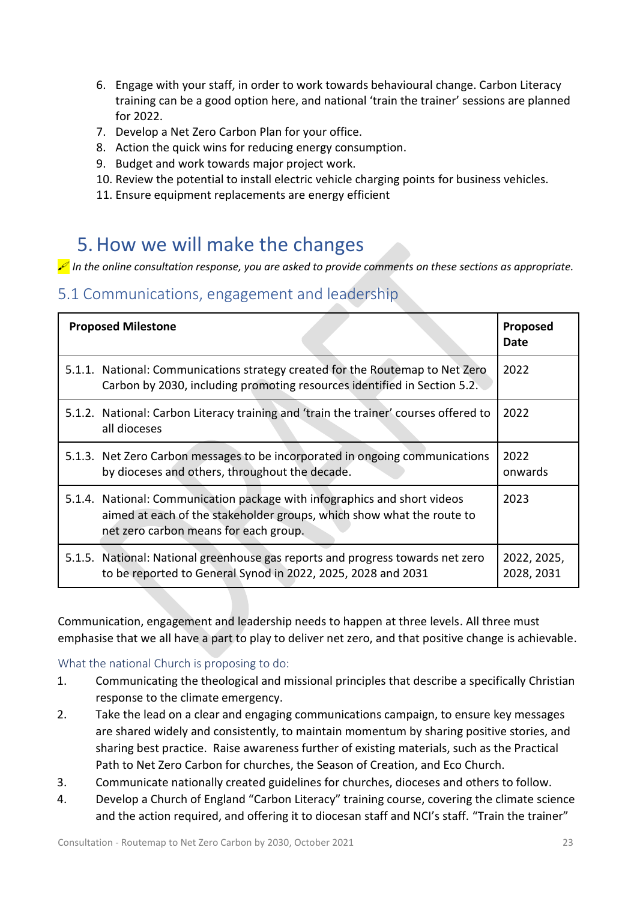6. Engage with your staff, in order to work towards behavioural change. Carbon Literacy training can be a good option here, and national 'train the trainer' sessions are planned for 2022.
7. Develop a Net Zero Carbon Plan for your office.
8. Action the quick wins for reducing energy consumption.
9. Budget and work towards major project work.
10. Review the potential to install electric vehicle charging points for business vehicles.
11. Ensure equipment replacements are energy efficient

# 5. How we will make the changes

*In the online consultation response, you are asked to provide comments on these sections as appropriate.*

## 5.1 Communications, engagement and leadership

| Proposed Milestone | Proposed Date |
|---|---|
| 5.1.1. National: Communications strategy created for the Routemap to Net Zero Carbon by 2030, including promoting resources identified in Section 5.2. | 2022 |
| 5.1.2. National: Carbon Literacy training and 'train the trainer' courses offered to all dioceses | 2022 |
| 5.1.3. Net Zero Carbon messages to be incorporated in ongoing communications by dioceses and others, throughout the decade. | 2022 onwards |
| 5.1.4. National: Communication package with infographics and short videos aimed at each of the stakeholder groups, which show what the route to net zero carbon means for each group. | 2023 |
| 5.1.5. National: National greenhouse gas reports and progress towards net zero to be reported to General Synod in 2022, 2025, 2028 and 2031 | 2022, 2025, 2028, 2031 |

Communication, engagement and leadership needs to happen at three levels. All three must emphasise that we all have a part to play to deliver net zero, and that positive change is achievable.

### What the national Church is proposing to do:

1. Communicating the theological and missional principles that describe a specifically Christian response to the climate emergency.
2. Take the lead on a clear and engaging communications campaign, to ensure key messages are shared widely and consistently, to maintain momentum by sharing positive stories, and sharing best practice. Raise awareness further of existing materials, such as the Practical Path to Net Zero Carbon for churches, the Season of Creation, and Eco Church.
3. Communicate nationally created guidelines for churches, dioceses and others to follow.
4. Develop a Church of England "Carbon Literacy" training course, covering the climate science and the action required, and offering it to diocesan staff and NCI's staff. "Train the trainer"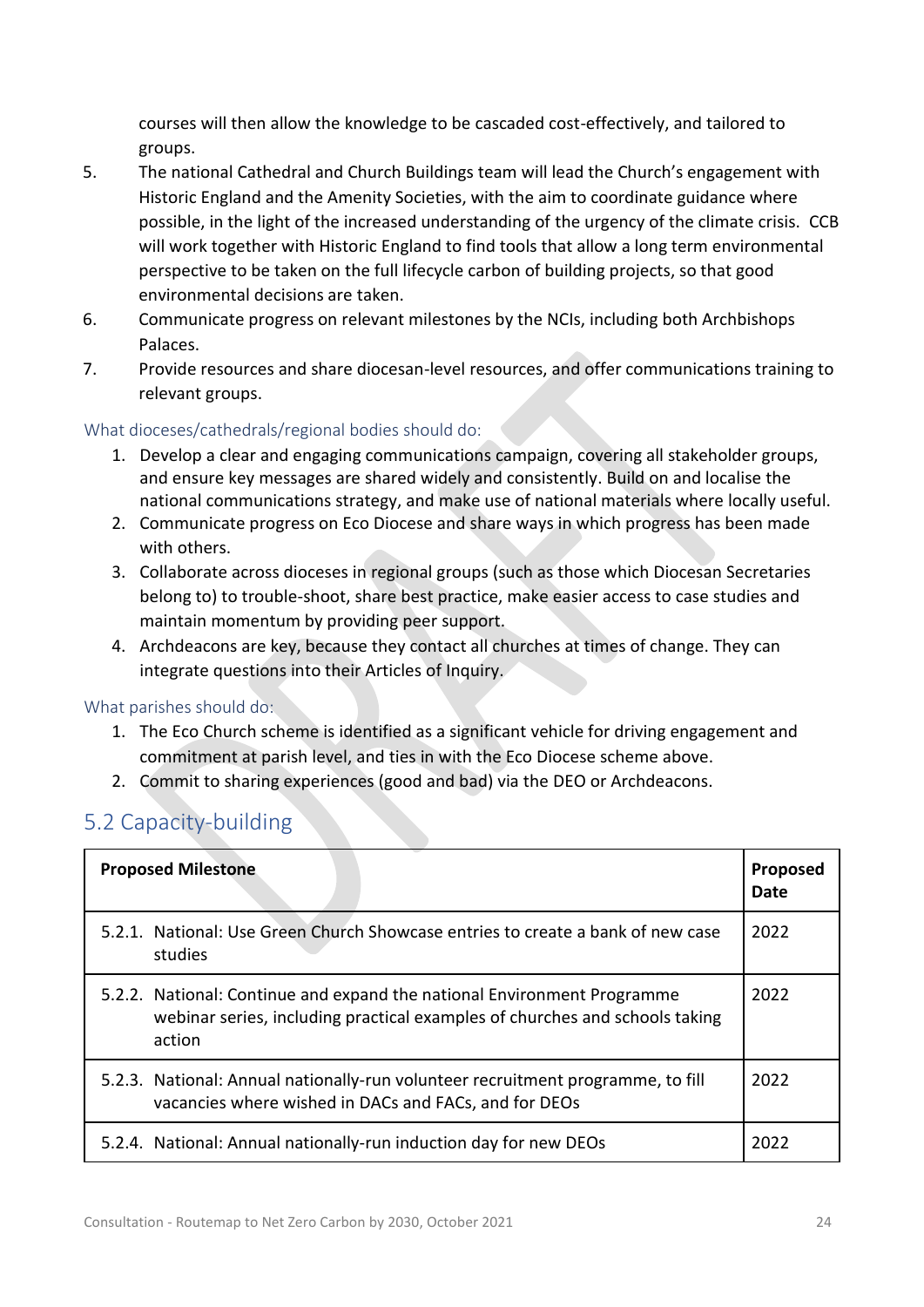courses will then allow the knowledge to be cascaded cost-effectively, and tailored to groups.

5. The national Cathedral and Church Buildings team will lead the Church's engagement with Historic England and the Amenity Societies, with the aim to coordinate guidance where possible, in the light of the increased understanding of the urgency of the climate crisis. CCB will work together with Historic England to find tools that allow a long term environmental perspective to be taken on the full lifecycle carbon of building projects, so that good environmental decisions are taken.
6. Communicate progress on relevant milestones by the NCIs, including both Archbishops Palaces.
7. Provide resources and share diocesan-level resources, and offer communications training to relevant groups.

#### What dioceses/cathedrals/regional bodies should do:

1. Develop a clear and engaging communications campaign, covering all stakeholder groups, and ensure key messages are shared widely and consistently. Build on and localise the national communications strategy, and make use of national materials where locally useful.
2. Communicate progress on Eco Diocese and share ways in which progress has been made with others.
3. Collaborate across dioceses in regional groups (such as those which Diocesan Secretaries belong to) to trouble-shoot, share best practice, make easier access to case studies and maintain momentum by providing peer support.
4. Archdeacons are key, because they contact all churches at times of change. They can integrate questions into their Articles of Inquiry.

#### What parishes should do:

1. The Eco Church scheme is identified as a significant vehicle for driving engagement and commitment at parish level, and ties in with the Eco Diocese scheme above.
2. Commit to sharing experiences (good and bad) via the DEO or Archdeacons.

## 5.2 Capacity-building

| **Proposed Milestone** | **Proposed Date** |
|---|---|
| 5.2.1. National: Use Green Church Showcase entries to create a bank of new case studies | 2022 |
| 5.2.2. National: Continue and expand the national Environment Programme webinar series, including practical examples of churches and schools taking action | 2022 |
| 5.2.3. National: Annual nationally-run volunteer recruitment programme, to fill vacancies where wished in DACs and FACs, and for DEOs | 2022 |
| 5.2.4. National: Annual nationally-run induction day for new DEOs | 2022 |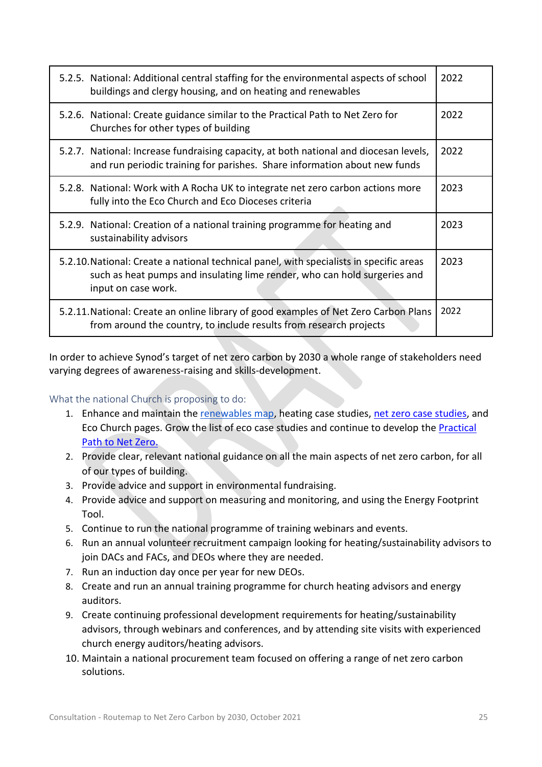| | |
|---|---|
| 5.2.5. National: Additional central staffing for the environmental aspects of school buildings and clergy housing, and on heating and renewables | 2022 |
| 5.2.6. National: Create guidance similar to the Practical Path to Net Zero for Churches for other types of building | 2022 |
| 5.2.7. National: Increase fundraising capacity, at both national and diocesan levels, and run periodic training for parishes. Share information about new funds | 2022 |
| 5.2.8. National: Work with A Rocha UK to integrate net zero carbon actions more fully into the Eco Church and Eco Dioceses criteria | 2023 |
| 5.2.9. National: Creation of a national training programme for heating and sustainability advisors | 2023 |
| 5.2.10. National: Create a national technical panel, with specialists in specific areas such as heat pumps and insulating lime render, who can hold surgeries and input on case work. | 2023 |
| 5.2.11. National: Create an online library of good examples of Net Zero Carbon Plans from around the country, to include results from research projects | 2022 |

In order to achieve Synod's target of net zero carbon by 2030 a whole range of stakeholders need varying degrees of awareness-raising and skills-development.

### What the national Church is proposing to do:

1. Enhance and maintain the renewables map, heating case studies, net zero case studies, and Eco Church pages. Grow the list of eco case studies and continue to develop the Practical Path to Net Zero.
2. Provide clear, relevant national guidance on all the main aspects of net zero carbon, for all of our types of building.
3. Provide advice and support in environmental fundraising.
4. Provide advice and support on measuring and monitoring, and using the Energy Footprint Tool.
5. Continue to run the national programme of training webinars and events.
6. Run an annual volunteer recruitment campaign looking for heating/sustainability advisors to join DACs and FACs, and DEOs where they are needed.
7. Run an induction day once per year for new DEOs.
8. Create and run an annual training programme for church heating advisors and energy auditors.
9. Create continuing professional development requirements for heating/sustainability advisors, through webinars and conferences, and by attending site visits with experienced church energy auditors/heating advisors.
10. Maintain a national procurement team focused on offering a range of net zero carbon solutions.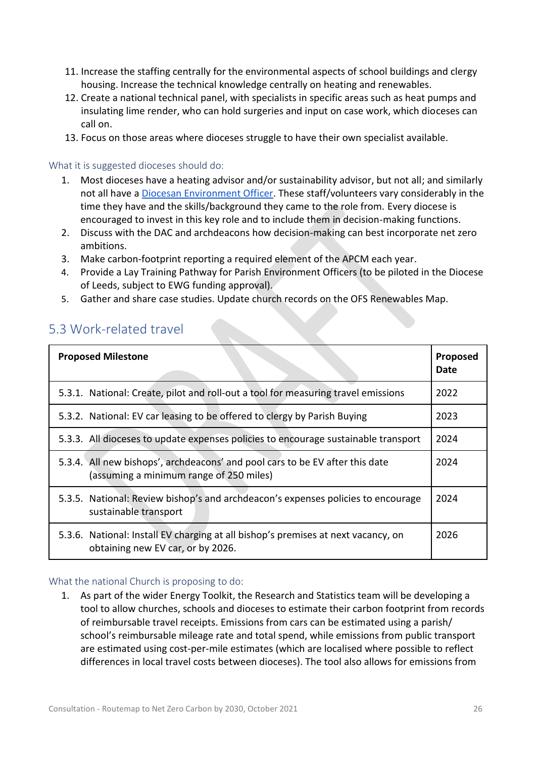11. Increase the staffing centrally for the environmental aspects of school buildings and clergy housing. Increase the technical knowledge centrally on heating and renewables.
12. Create a national technical panel, with specialists in specific areas such as heat pumps and insulating lime render, who can hold surgeries and input on case work, which dioceses can call on.
13. Focus on those areas where dioceses struggle to have their own specialist available.

### What it is suggested dioceses should do:

1. Most dioceses have a heating advisor and/or sustainability advisor, but not all; and similarly not all have a Diocesan Environment Officer. These staff/volunteers vary considerably in the time they have and the skills/background they came to the role from. Every diocese is encouraged to invest in this key role and to include them in decision-making functions.
2. Discuss with the DAC and archdeacons how decision-making can best incorporate net zero ambitions.
3. Make carbon-footprint reporting a required element of the APCM each year.
4. Provide a Lay Training Pathway for Parish Environment Officers (to be piloted in the Diocese of Leeds, subject to EWG funding approval).
5. Gather and share case studies. Update church records on the OFS Renewables Map.

## 5.3 Work-related travel

| **Proposed Milestone** | **Proposed Date** |
|---|---|
| 5.3.1. National: Create, pilot and roll-out a tool for measuring travel emissions | 2022 |
| 5.3.2. National: EV car leasing to be offered to clergy by Parish Buying | 2023 |
| 5.3.3. All dioceses to update expenses policies to encourage sustainable transport | 2024 |
| 5.3.4. All new bishops', archdeacons' and pool cars to be EV after this date (assuming a minimum range of 250 miles) | 2024 |
| 5.3.5. National: Review bishop's and archdeacon's expenses policies to encourage sustainable transport | 2024 |
| 5.3.6. National: Install EV charging at all bishop's premises at next vacancy, on obtaining new EV car, or by 2026. | 2026 |

### What the national Church is proposing to do:

1. As part of the wider Energy Toolkit, the Research and Statistics team will be developing a tool to allow churches, schools and dioceses to estimate their carbon footprint from records of reimbursable travel receipts. Emissions from cars can be estimated using a parish/ school's reimbursable mileage rate and total spend, while emissions from public transport are estimated using cost-per-mile estimates (which are localised where possible to reflect differences in local travel costs between dioceses). The tool also allows for emissions from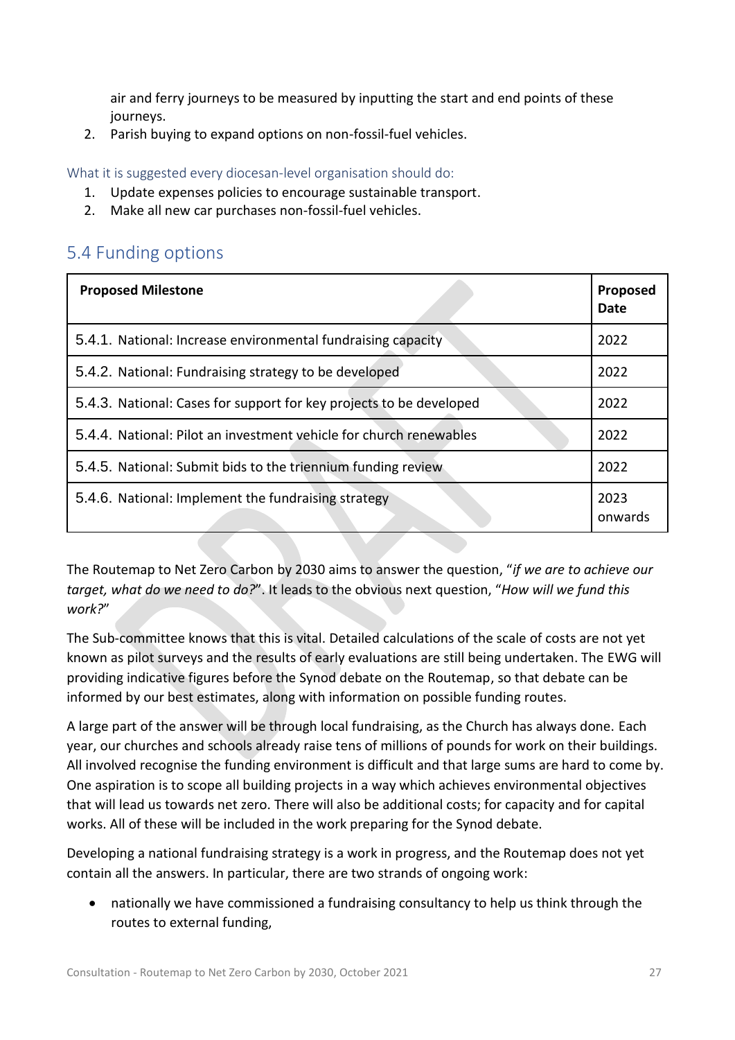air and ferry journeys to be measured by inputting the start and end points of these journeys.
2. Parish buying to expand options on non-fossil-fuel vehicles.

### What it is suggested every diocesan-level organisation should do:

1. Update expenses policies to encourage sustainable transport.
2. Make all new car purchases non-fossil-fuel vehicles.

## 5.4 Funding options

| Proposed Milestone | Proposed Date |
|---|---|
| 5.4.1. National: Increase environmental fundraising capacity | 2022 |
| 5.4.2. National: Fundraising strategy to be developed | 2022 |
| 5.4.3. National: Cases for support for key projects to be developed | 2022 |
| 5.4.4. National: Pilot an investment vehicle for church renewables | 2022 |
| 5.4.5. National: Submit bids to the triennium funding review | 2022 |
| 5.4.6. National: Implement the fundraising strategy | 2023 onwards |

The Routemap to Net Zero Carbon by 2030 aims to answer the question, "*if we are to achieve our target, what do we need to do?*". It leads to the obvious next question, "*How will we fund this work?*"

The Sub-committee knows that this is vital. Detailed calculations of the scale of costs are not yet known as pilot surveys and the results of early evaluations are still being undertaken. The EWG will providing indicative figures before the Synod debate on the Routemap, so that debate can be informed by our best estimates, along with information on possible funding routes.

A large part of the answer will be through local fundraising, as the Church has always done. Each year, our churches and schools already raise tens of millions of pounds for work on their buildings. All involved recognise the funding environment is difficult and that large sums are hard to come by. One aspiration is to scope all building projects in a way which achieves environmental objectives that will lead us towards net zero. There will also be additional costs; for capacity and for capital works. All of these will be included in the work preparing for the Synod debate.

Developing a national fundraising strategy is a work in progress, and the Routemap does not yet contain all the answers. In particular, there are two strands of ongoing work:

- nationally we have commissioned a fundraising consultancy to help us think through the routes to external funding,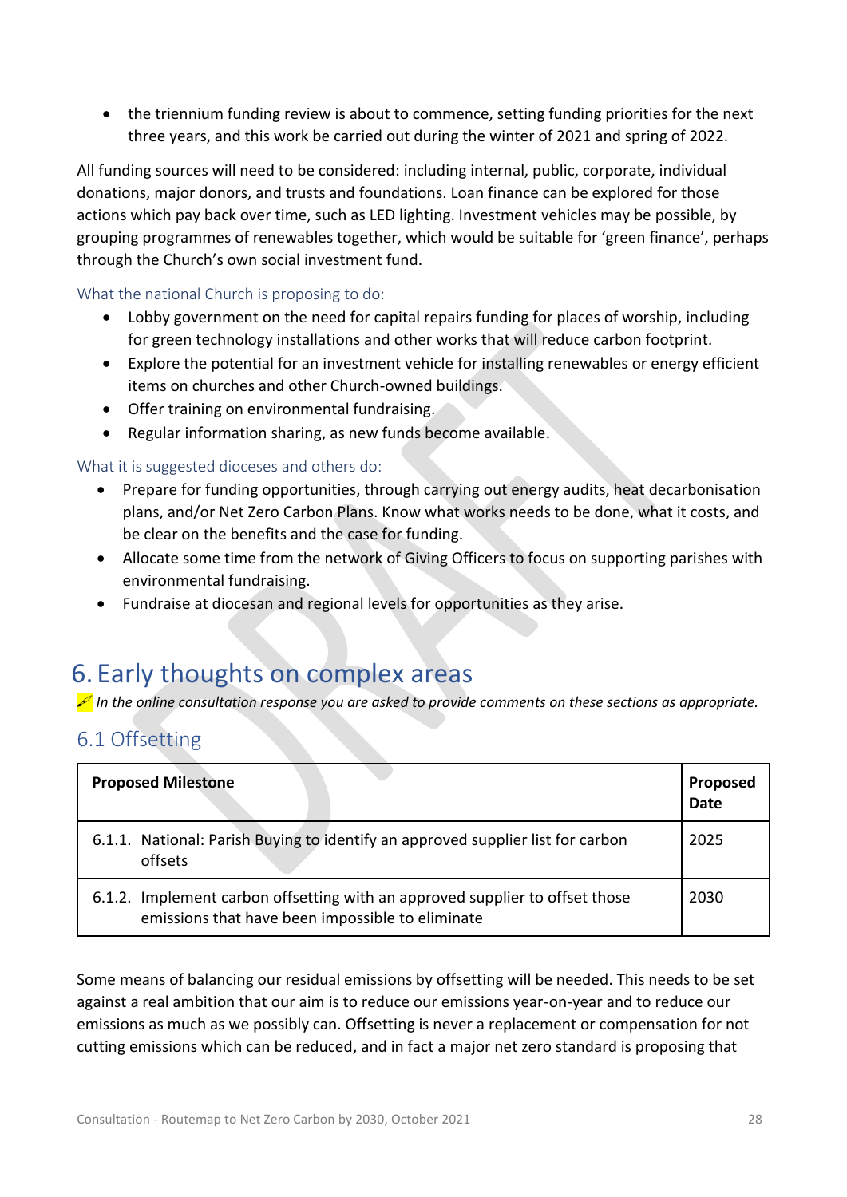- the triennium funding review is about to commence, setting funding priorities for the next three years, and this work be carried out during the winter of 2021 and spring of 2022.

All funding sources will need to be considered: including internal, public, corporate, individual donations, major donors, and trusts and foundations. Loan finance can be explored for those actions which pay back over time, such as LED lighting. Investment vehicles may be possible, by grouping programmes of renewables together, which would be suitable for 'green finance', perhaps through the Church's own social investment fund.

### What the national Church is proposing to do:

- Lobby government on the need for capital repairs funding for places of worship, including for green technology installations and other works that will reduce carbon footprint.
- Explore the potential for an investment vehicle for installing renewables or energy efficient items on churches and other Church-owned buildings.
- Offer training on environmental fundraising.
- Regular information sharing, as new funds become available.

### What it is suggested dioceses and others do:

- Prepare for funding opportunities, through carrying out energy audits, heat decarbonisation plans, and/or Net Zero Carbon Plans. Know what works needs to be done, what it costs, and be clear on the benefits and the case for funding.
- Allocate some time from the network of Giving Officers to focus on supporting parishes with environmental fundraising.
- Fundraise at diocesan and regional levels for opportunities as they arise.

# 6. Early thoughts on complex areas

*In the online consultation response you are asked to provide comments on these sections as appropriate.*

## 6.1 Offsetting

| Proposed Milestone | Proposed Date |
|---|---|
| 6.1.1. National: Parish Buying to identify an approved supplier list for carbon offsets | 2025 |
| 6.1.2. Implement carbon offsetting with an approved supplier to offset those emissions that have been impossible to eliminate | 2030 |

Some means of balancing our residual emissions by offsetting will be needed. This needs to be set against a real ambition that our aim is to reduce our emissions year-on-year and to reduce our emissions as much as we possibly can. Offsetting is never a replacement or compensation for not cutting emissions which can be reduced, and in fact a major net zero standard is proposing that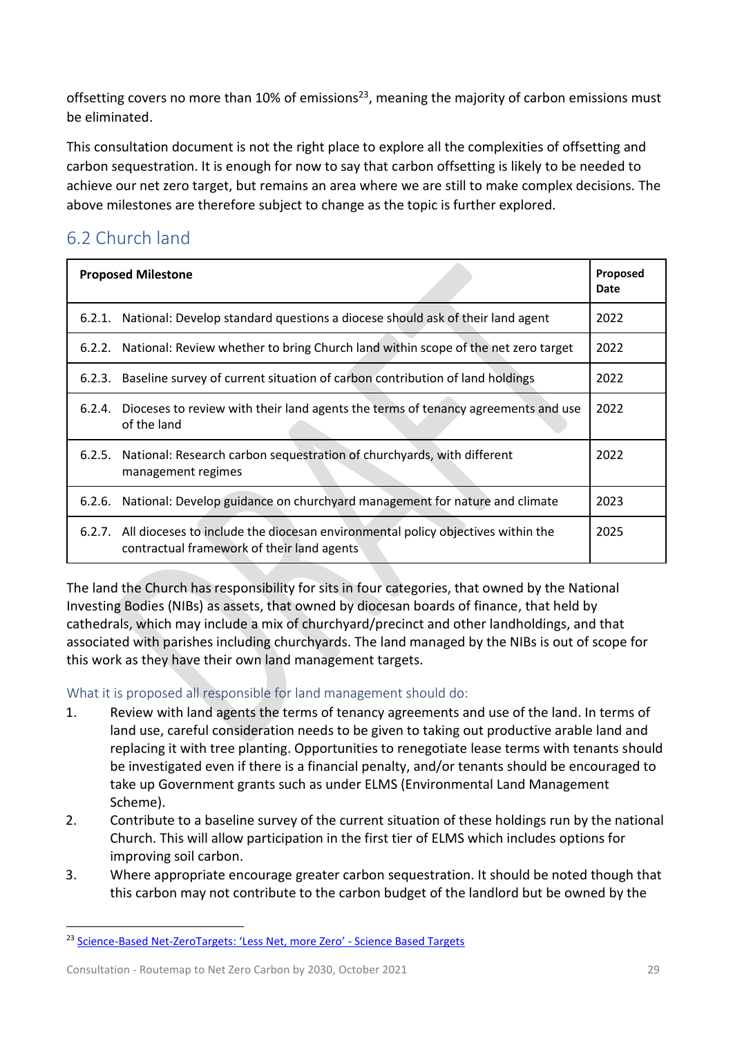offsetting covers no more than 10% of emissions[23], meaning the majority of carbon emissions must be eliminated.

This consultation document is not the right place to explore all the complexities of offsetting and carbon sequestration. It is enough for now to say that carbon offsetting is likely to be needed to achieve our net zero target, but remains an area where we are still to make complex decisions. The above milestones are therefore subject to change as the topic is further explored.

## 6.2 Church land

| Proposed Milestone | Proposed Date |
|---|---|
| 6.2.1. National: Develop standard questions a diocese should ask of their land agent | 2022 |
| 6.2.2. National: Review whether to bring Church land within scope of the net zero target | 2022 |
| 6.2.3. Baseline survey of current situation of carbon contribution of land holdings | 2022 |
| 6.2.4. Dioceses to review with their land agents the terms of tenancy agreements and use of the land | 2022 |
| 6.2.5. National: Research carbon sequestration of churchyards, with different management regimes | 2022 |
| 6.2.6. National: Develop guidance on churchyard management for nature and climate | 2023 |
| 6.2.7. All dioceses to include the diocesan environmental policy objectives within the contractual framework of their land agents | 2025 |

The land the Church has responsibility for sits in four categories, that owned by the National Investing Bodies (NIBs) as assets, that owned by diocesan boards of finance, that held by cathedrals, which may include a mix of churchyard/precinct and other landholdings, and that associated with parishes including churchyards. The land managed by the NIBs is out of scope for this work as they have their own land management targets.

### What it is proposed all responsible for land management should do:

1. Review with land agents the terms of tenancy agreements and use of the land. In terms of land use, careful consideration needs to be given to taking out productive arable land and replacing it with tree planting. Opportunities to renegotiate lease terms with tenants should be investigated even if there is a financial penalty, and/or tenants should be encouraged to take up Government grants such as under ELMS (Environmental Land Management Scheme).
2. Contribute to a baseline survey of the current situation of these holdings run by the national Church. This will allow participation in the first tier of ELMS which includes options for improving soil carbon.
3. Where appropriate encourage greater carbon sequestration. It should be noted though that this carbon may not contribute to the carbon budget of the landlord but be owned by the

[23] Science-Based Net-ZeroTargets: 'Less Net, more Zero' - Science Based Targets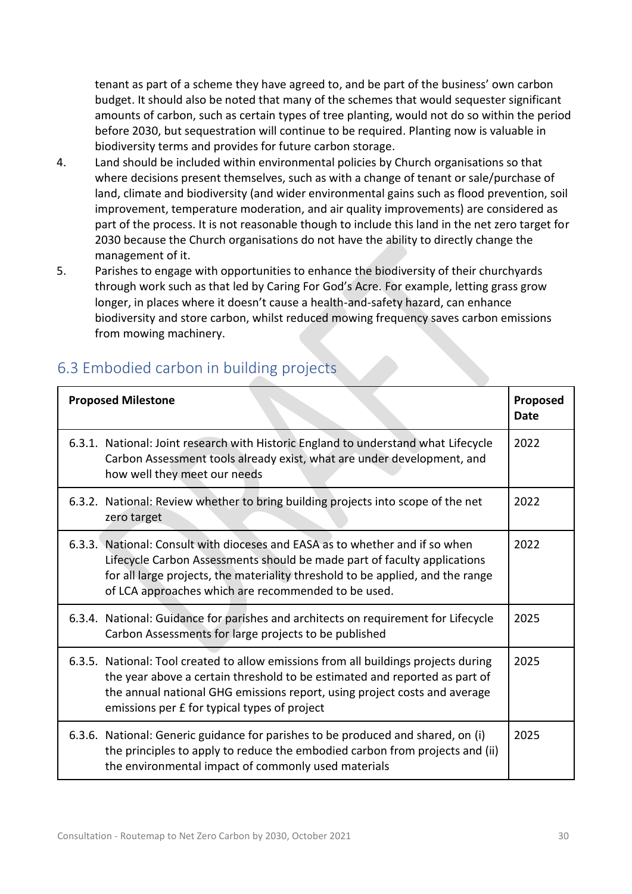tenant as part of a scheme they have agreed to, and be part of the business' own carbon budget. It should also be noted that many of the schemes that would sequester significant amounts of carbon, such as certain types of tree planting, would not do so within the period before 2030, but sequestration will continue to be required. Planting now is valuable in biodiversity terms and provides for future carbon storage.

4. Land should be included within environmental policies by Church organisations so that where decisions present themselves, such as with a change of tenant or sale/purchase of land, climate and biodiversity (and wider environmental gains such as flood prevention, soil improvement, temperature moderation, and air quality improvements) are considered as part of the process. It is not reasonable though to include this land in the net zero target for 2030 because the Church organisations do not have the ability to directly change the management of it.
5. Parishes to engage with opportunities to enhance the biodiversity of their churchyards through work such as that led by Caring For God's Acre. For example, letting grass grow longer, in places where it doesn't cause a health-and-safety hazard, can enhance biodiversity and store carbon, whilst reduced mowing frequency saves carbon emissions from mowing machinery.

## 6.3 Embodied carbon in building projects

| Proposed Milestone | Proposed Date |
|---|---|
| 6.3.1. National: Joint research with Historic England to understand what Lifecycle Carbon Assessment tools already exist, what are under development, and how well they meet our needs | 2022 |
| 6.3.2. National: Review whether to bring building projects into scope of the net zero target | 2022 |
| 6.3.3. National: Consult with dioceses and EASA as to whether and if so when Lifecycle Carbon Assessments should be made part of faculty applications for all large projects, the materiality threshold to be applied, and the range of LCA approaches which are recommended to be used. | 2022 |
| 6.3.4. National: Guidance for parishes and architects on requirement for Lifecycle Carbon Assessments for large projects to be published | 2025 |
| 6.3.5. National: Tool created to allow emissions from all buildings projects during the year above a certain threshold to be estimated and reported as part of the annual national GHG emissions report, using project costs and average emissions per £ for typical types of project | 2025 |
| 6.3.6. National: Generic guidance for parishes to be produced and shared, on (i) the principles to apply to reduce the embodied carbon from projects and (ii) the environmental impact of commonly used materials | 2025 |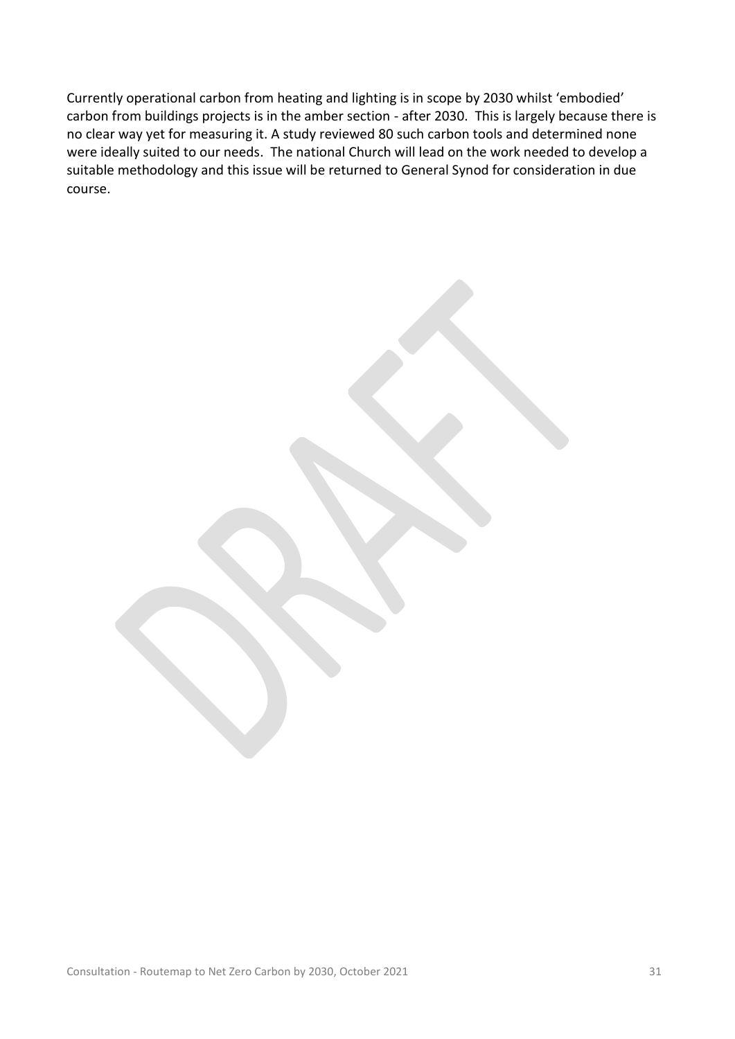Currently operational carbon from heating and lighting is in scope by 2030 whilst 'embodied' carbon from buildings projects is in the amber section - after 2030. This is largely because there is no clear way yet for measuring it. A study reviewed 80 such carbon tools and determined none were ideally suited to our needs. The national Church will lead on the work needed to develop a suitable methodology and this issue will be returned to General Synod for consideration in due course.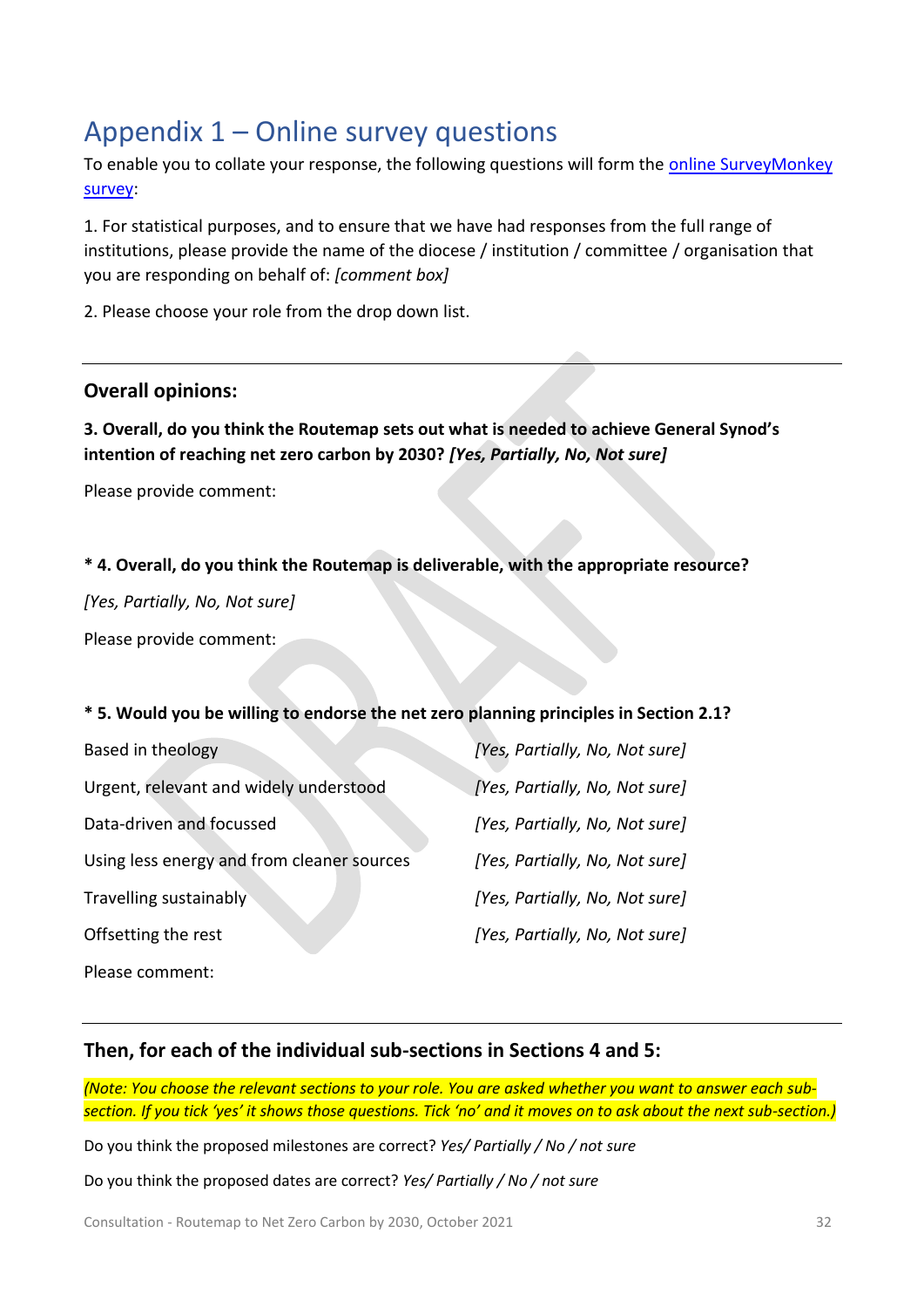# Appendix 1 – Online survey questions

To enable you to collate your response, the following questions will form the online SurveyMonkey survey:

1. For statistical purposes, and to ensure that we have had responses from the full range of institutions, please provide the name of the diocese / institution / committee / organisation that you are responding on behalf of: *[comment box]*

2. Please choose your role from the drop down list.

---

## Overall opinions:

**3. Overall, do you think the Routemap sets out what is needed to achieve General Synod's intention of reaching net zero carbon by 2030?** ***[Yes, Partially, No, Not sure]***

Please provide comment:

**\* 4. Overall, do you think the Routemap is deliverable, with the appropriate resource?**

*[Yes, Partially, No, Not sure]*

Please provide comment:

**\* 5. Would you be willing to endorse the net zero planning principles in Section 2.1?**

| | |
|---|---|
| Based in theology | *[Yes, Partially, No, Not sure]* |
| Urgent, relevant and widely understood | *[Yes, Partially, No, Not sure]* |
| Data-driven and focussed | *[Yes, Partially, No, Not sure]* |
| Using less energy and from cleaner sources | *[Yes, Partially, No, Not sure]* |
| Travelling sustainably | *[Yes, Partially, No, Not sure]* |
| Offsetting the rest | *[Yes, Partially, No, Not sure]* |

Please comment:

---

## Then, for each of the individual sub-sections in Sections 4 and 5:

*(Note: You choose the relevant sections to your role. You are asked whether you want to answer each sub-section. If you tick 'yes' it shows those questions. Tick 'no' and it moves on to ask about the next sub-section.)*

Do you think the proposed milestones are correct? *Yes/ Partially / No / not sure*

Do you think the proposed dates are correct? *Yes/ Partially / No / not sure*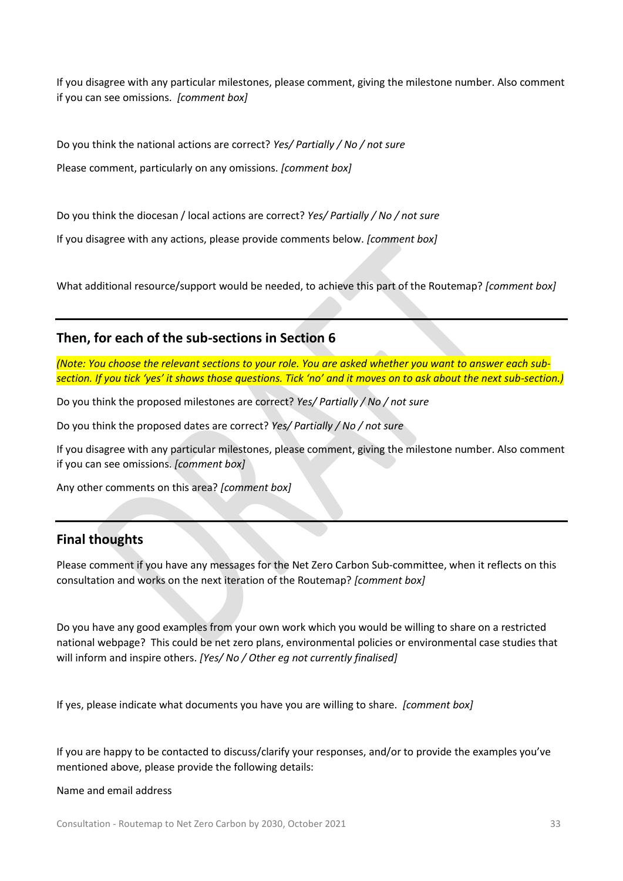If you disagree with any particular milestones, please comment, giving the milestone number. Also comment if you can see omissions. *[comment box]*

Do you think the national actions are correct? *Yes/ Partially / No / not sure*

Please comment, particularly on any omissions. *[comment box]*

Do you think the diocesan / local actions are correct? *Yes/ Partially / No / not sure*

If you disagree with any actions, please provide comments below. *[comment box]*

What additional resource/support would be needed, to achieve this part of the Routemap? *[comment box]*

---

## Then, for each of the sub-sections in Section 6

*(Note: You choose the relevant sections to your role. You are asked whether you want to answer each sub-section. If you tick 'yes' it shows those questions. Tick 'no' and it moves on to ask about the next sub-section.)*

Do you think the proposed milestones are correct? *Yes/ Partially / No / not sure*

Do you think the proposed dates are correct? *Yes/ Partially / No / not sure*

If you disagree with any particular milestones, please comment, giving the milestone number. Also comment if you can see omissions. *[comment box]*

Any other comments on this area? *[comment box]*

---

## Final thoughts

Please comment if you have any messages for the Net Zero Carbon Sub-committee, when it reflects on this consultation and works on the next iteration of the Routemap? *[comment box]*

Do you have any good examples from your own work which you would be willing to share on a restricted national webpage? This could be net zero plans, environmental policies or environmental case studies that will inform and inspire others. *[Yes/ No / Other eg not currently finalised]*

If yes, please indicate what documents you have you are willing to share. *[comment box]*

If you are happy to be contacted to discuss/clarify your responses, and/or to provide the examples you've mentioned above, please provide the following details:

Name and email address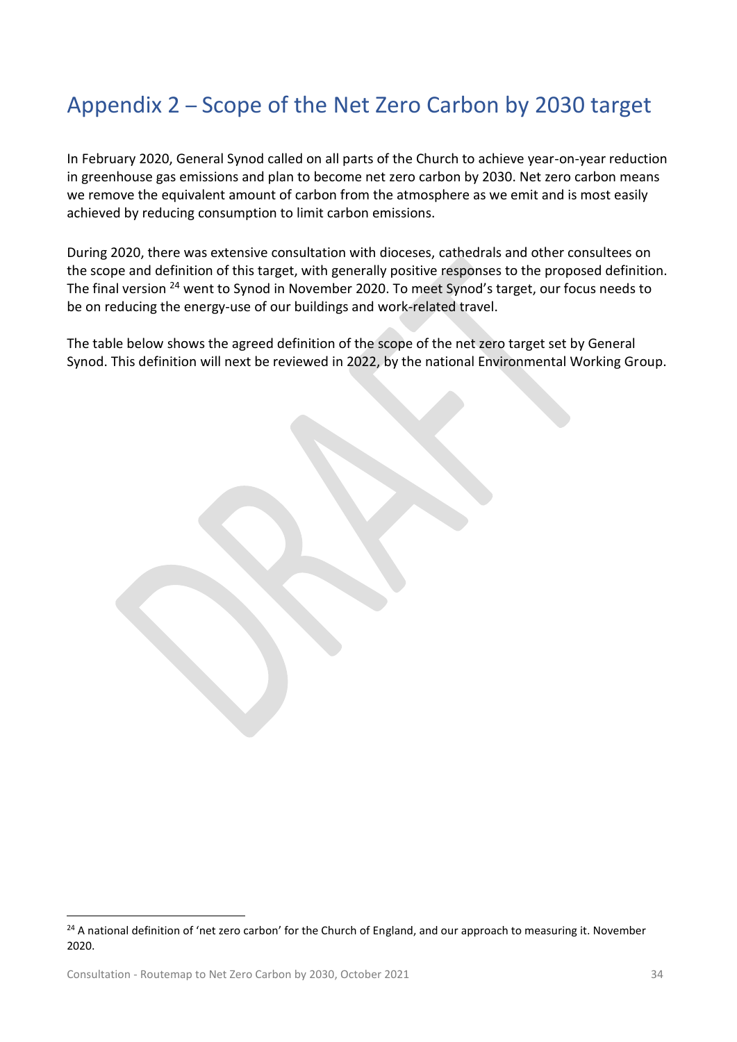# Appendix 2 – Scope of the Net Zero Carbon by 2030 target

In February 2020, General Synod called on all parts of the Church to achieve year-on-year reduction in greenhouse gas emissions and plan to become net zero carbon by 2030. Net zero carbon means we remove the equivalent amount of carbon from the atmosphere as we emit and is most easily achieved by reducing consumption to limit carbon emissions.

During 2020, there was extensive consultation with dioceses, cathedrals and other consultees on the scope and definition of this target, with generally positive responses to the proposed definition. The final version [24] went to Synod in November 2020. To meet Synod's target, our focus needs to be on reducing the energy-use of our buildings and work-related travel.

The table below shows the agreed definition of the scope of the net zero target set by General Synod. This definition will next be reviewed in 2022, by the national Environmental Working Group.

[24] A national definition of 'net zero carbon' for the Church of England, and our approach to measuring it. November 2020.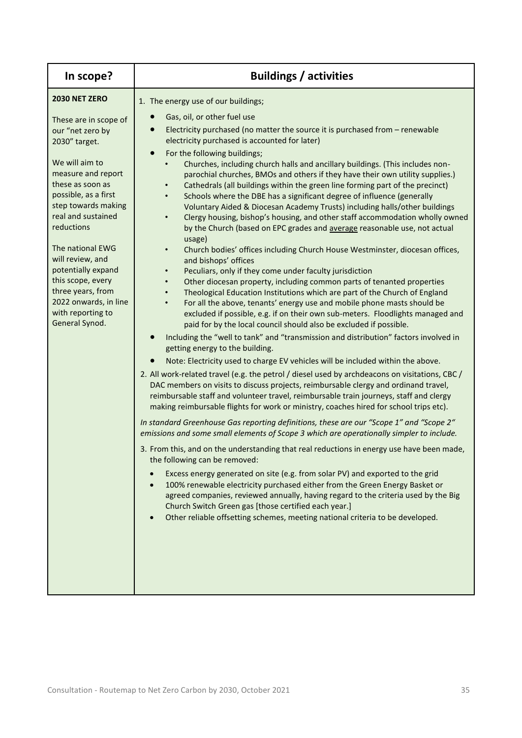| In scope? | Buildings / activities |
|---|---|
| **2030 NET ZERO**<br><br>These are in scope of our "net zero by 2030" target.<br><br>We will aim to measure and report these as soon as possible, as a first step towards making real and sustained reductions<br><br>The national EWG will review, and potentially expand this scope, every three years, from 2022 onwards, in line with reporting to General Synod. | 1. The energy use of our buildings;<br>• Gas, oil, or other fuel use<br>• Electricity purchased (no matter the source it is purchased from – renewable electricity purchased is accounted for later)<br>• For the following buildings;<br>&nbsp;&nbsp;◦ Churches, including church halls and ancillary buildings. (This includes non-parochial churches, BMOs and others if they have their own utility supplies.)<br>&nbsp;&nbsp;◦ Cathedrals (all buildings within the green line forming part of the precinct)<br>&nbsp;&nbsp;◦ Schools where the DBE has a significant degree of influence (generally Voluntary Aided & Diocesan Academy Trusts) including halls/other buildings<br>&nbsp;&nbsp;◦ Clergy housing, bishop's housing, and other staff accommodation wholly owned by the Church (based on EPC grades and average reasonable use, not actual usage)<br>&nbsp;&nbsp;◦ Church bodies' offices including Church House Westminster, diocesan offices, and bishops' offices<br>&nbsp;&nbsp;◦ Peculiars, only if they come under faculty jurisdiction<br>&nbsp;&nbsp;◦ Other diocesan property, including common parts of tenanted properties<br>&nbsp;&nbsp;◦ Theological Education Institutions which are part of the Church of England<br>&nbsp;&nbsp;◦ For all the above, tenants' energy use and mobile phone masts should be excluded if possible, e.g. if on their own sub-meters. Floodlights managed and paid for by the local council should also be excluded if possible.<br>• Including the "well to tank" and "transmission and distribution" factors involved in getting energy to the building.<br>• Note: Electricity used to charge EV vehicles will be included within the above.<br>2. All work-related travel (e.g. the petrol / diesel used by archdeacons on visitations, CBC / DAC members on visits to discuss projects, reimbursable clergy and ordinand travel, reimbursable staff and volunteer travel, reimbursable train journeys, staff and clergy making reimbursable flights for work or ministry, coaches hired for school trips etc).<br><br>*In standard Greenhouse Gas reporting definitions, these are our "Scope 1" and "Scope 2" emissions and some small elements of Scope 3 which are operationally simpler to include.*<br><br>3. From this, and on the understanding that real reductions in energy use have been made, the following can be removed:<br>• Excess energy generated on site (e.g. from solar PV) and exported to the grid<br>• 100% renewable electricity purchased either from the Green Energy Basket or agreed companies, reviewed annually, having regard to the criteria used by the Big Church Switch Green gas [those certified each year.]<br>• Other reliable offsetting schemes, meeting national criteria to be developed. |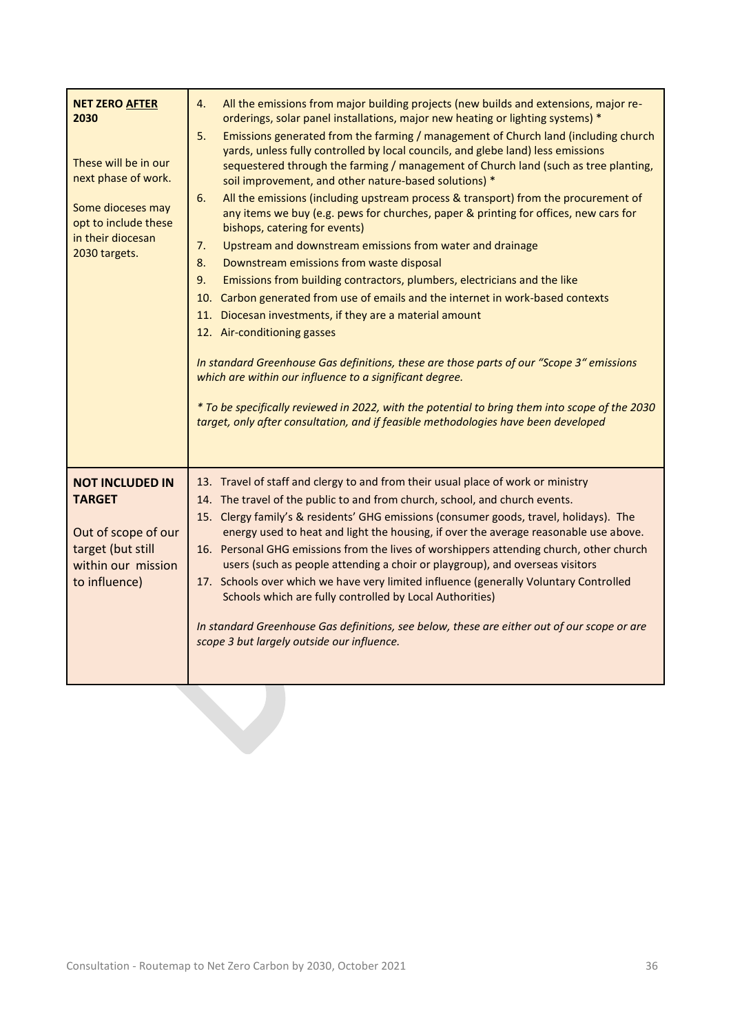| | |
|---|---|
| **NET ZERO <u>AFTER</u> 2030**<br><br>These will be in our next phase of work.<br><br>Some dioceses may opt to include these in their diocesan 2030 targets. | 4. All the emissions from major building projects (new builds and extensions, major re-orderings, solar panel installations, major new heating or lighting systems) *<br>5. Emissions generated from the farming / management of Church land (including church yards, unless fully controlled by local councils, and glebe land) less emissions sequestered through the farming / management of Church land (such as tree planting, soil improvement, and other nature-based solutions) *<br>6. All the emissions (including upstream process & transport) from the procurement of any items we buy (e.g. pews for churches, paper & printing for offices, new cars for bishops, catering for events)<br>7. Upstream and downstream emissions from water and drainage<br>8. Downstream emissions from waste disposal<br>9. Emissions from building contractors, plumbers, electricians and the like<br>10. Carbon generated from use of emails and the internet in work-based contexts<br>11. Diocesan investments, if they are a material amount<br>12. Air-conditioning gasses<br><br>*In standard Greenhouse Gas definitions, these are those parts of our "Scope 3" emissions which are within our influence to a significant degree.*<br><br>** To be specifically reviewed in 2022, with the potential to bring them into scope of the 2030 target, only after consultation, and if feasible methodologies have been developed* |
| **NOT INCLUDED IN TARGET**<br><br>Out of scope of our target (but still within our mission to influence) | 13. Travel of staff and clergy to and from their usual place of work or ministry<br>14. The travel of the public to and from church, school, and church events.<br>15. Clergy family's & residents' GHG emissions (consumer goods, travel, holidays). The energy used to heat and light the housing, if over the average reasonable use above.<br>16. Personal GHG emissions from the lives of worshippers attending church, other church users (such as people attending a choir or playgroup), and overseas visitors<br>17. Schools over which we have very limited influence (generally Voluntary Controlled Schools which are fully controlled by Local Authorities)<br><br>*In standard Greenhouse Gas definitions, see below, these are either out of our scope or are scope 3 but largely outside our influence.* |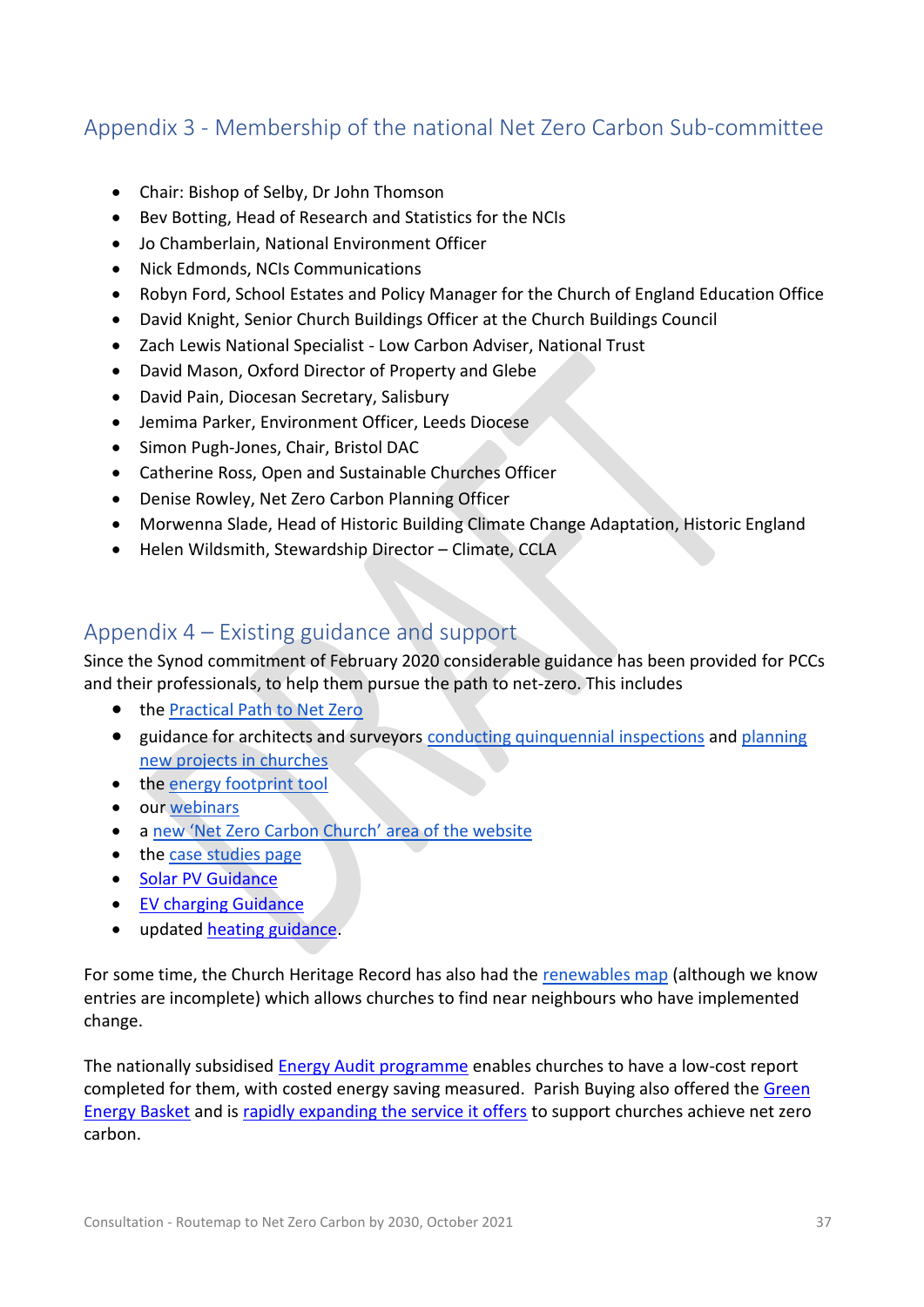## Appendix 3 - Membership of the national Net Zero Carbon Sub-committee

- Chair: Bishop of Selby, Dr John Thomson
- Bev Botting, Head of Research and Statistics for the NCIs
- Jo Chamberlain, National Environment Officer
- Nick Edmonds, NCIs Communications
- Robyn Ford, School Estates and Policy Manager for the Church of England Education Office
- David Knight, Senior Church Buildings Officer at the Church Buildings Council
- Zach Lewis National Specialist - Low Carbon Adviser, National Trust
- David Mason, Oxford Director of Property and Glebe
- David Pain, Diocesan Secretary, Salisbury
- Jemima Parker, Environment Officer, Leeds Diocese
- Simon Pugh-Jones, Chair, Bristol DAC
- Catherine Ross, Open and Sustainable Churches Officer
- Denise Rowley, Net Zero Carbon Planning Officer
- Morwenna Slade, Head of Historic Building Climate Change Adaptation, Historic England
- Helen Wildsmith, Stewardship Director – Climate, CCLA

## Appendix 4 – Existing guidance and support

Since the Synod commitment of February 2020 considerable guidance has been provided for PCCs and their professionals, to help them pursue the path to net-zero. This includes

- the Practical Path to Net Zero
- guidance for architects and surveyors conducting quinquennial inspections and planning new projects in churches
- the energy footprint tool
- our webinars
- a new 'Net Zero Carbon Church' area of the website
- the case studies page
- Solar PV Guidance
- EV charging Guidance
- updated heating guidance.

For some time, the Church Heritage Record has also had the renewables map (although we know entries are incomplete) which allows churches to find near neighbours who have implemented change.

The nationally subsidised Energy Audit programme enables churches to have a low-cost report completed for them, with costed energy saving measured. Parish Buying also offered the Green Energy Basket and is rapidly expanding the service it offers to support churches achieve net zero carbon.